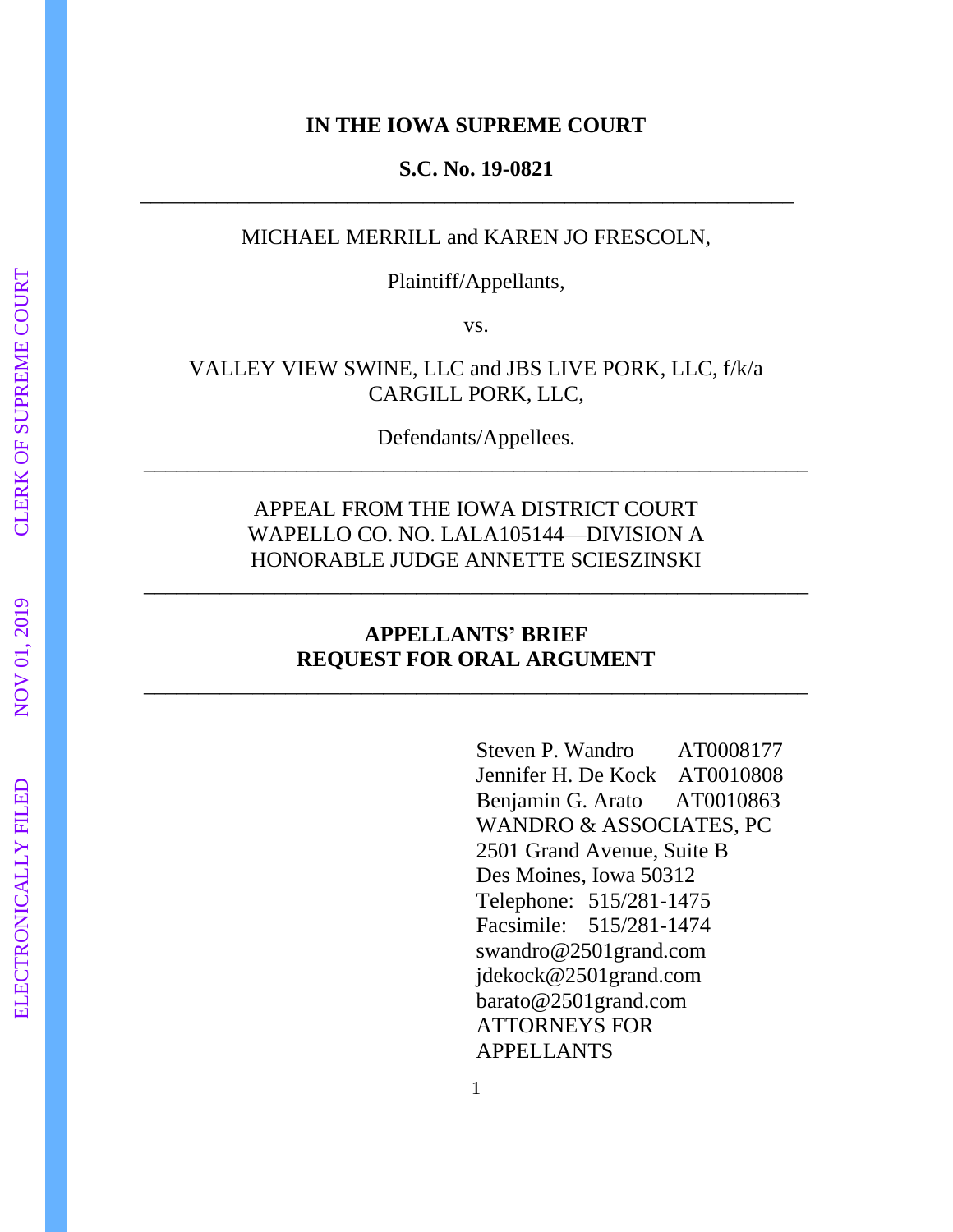**IN THE IOWA SUPREME COURT**

**S.C. No. 19-0821**

---

MICHAEL MERRILL and KAREN JO FRESCOLN,

Plaintiff/Appellants,

vs.

VALLEY VIEW SWINE, LLC and JBS LIVE PORK, LLC, f/k/a CARGILL PORK, LLC,

Defendants/Appellees.

---

APPEAL FROM THE IOWA DISTRICT COURT
WAPELLO CO. NO. LALA105144—DIVISION A
HONORABLE JUDGE ANNETTE SCIESZINSKI

---

**APPELLANTS' BRIEF**
**REQUEST FOR ORAL ARGUMENT**

---

Steven P. Wandro AT0008177
Jennifer H. De Kock AT0010808
Benjamin G. Arato AT0010863
WANDRO & ASSOCIATES, PC
2501 Grand Avenue, Suite B
Des Moines, Iowa 50312
Telephone: 515/281-1475
Facsimile: 515/281-1474
swandro@2501grand.com
jdekock@2501grand.com
barato@2501grand.com
ATTORNEYS FOR APPELLANTS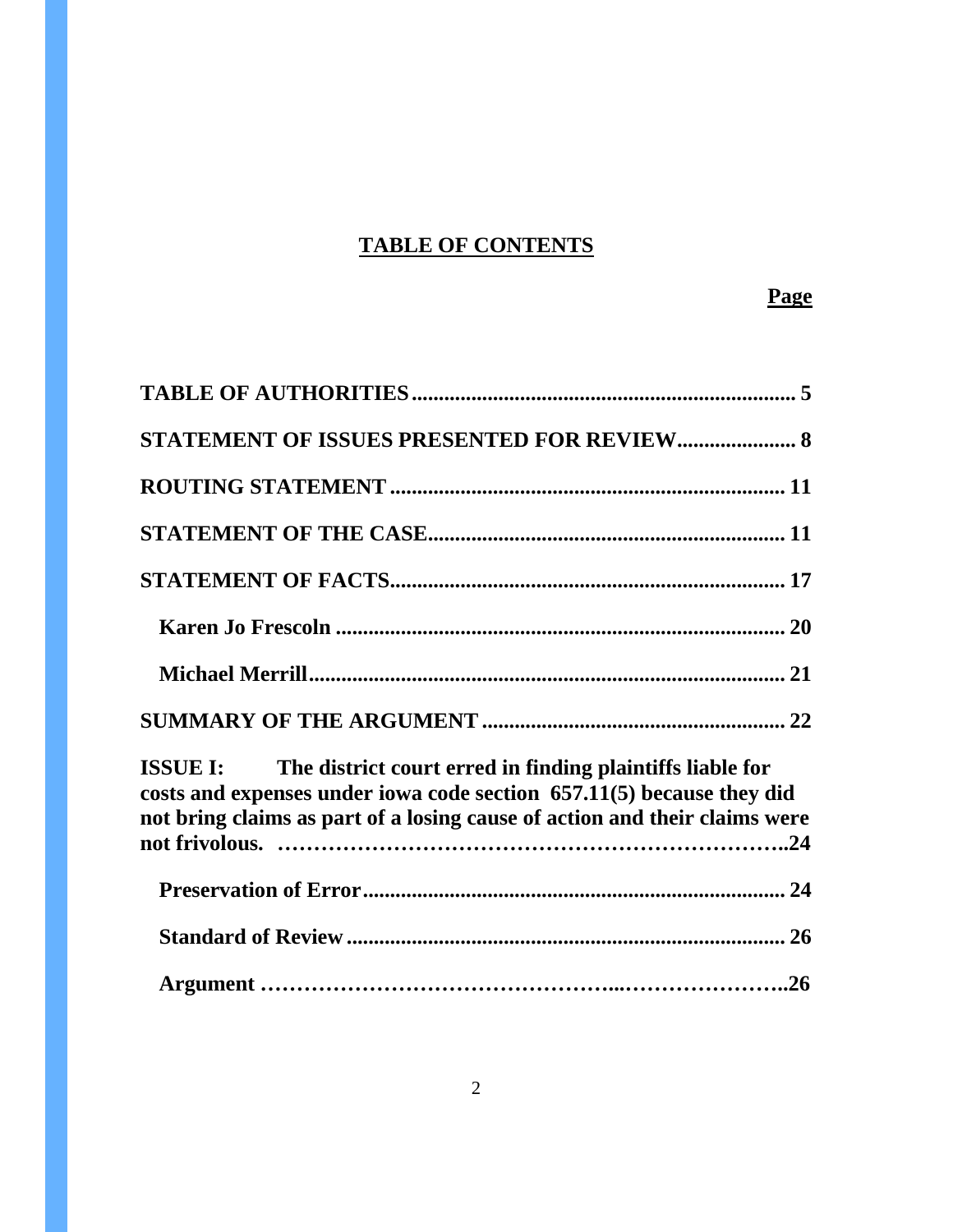## TABLE OF CONTENTS

**Page**

**TABLE OF AUTHORITIES** .......................................................................... 5

**STATEMENT OF ISSUES PRESENTED FOR REVIEW** ...................... 8

**ROUTING STATEMENT** .......................................................................... 11

**STATEMENT OF THE CASE** ................................................................... 11

**STATEMENT OF FACTS** .......................................................................... 17

**Karen Jo Frescoln** .................................................................................... 20

**Michael Merrill** ......................................................................................... 21

**SUMMARY OF THE ARGUMENT** ........................................................ 22

**ISSUE I: The district court erred in finding plaintiffs liable for costs and expenses under iowa code section 657.11(5) because they did not bring claims as part of a losing cause of action and their claims were not frivolous.** ……………………………………………………………..24

**Preservation of Error** ............................................................................... 24

**Standard of Review** .................................................................................. 26

**Argument** …………………………………………...…………………..26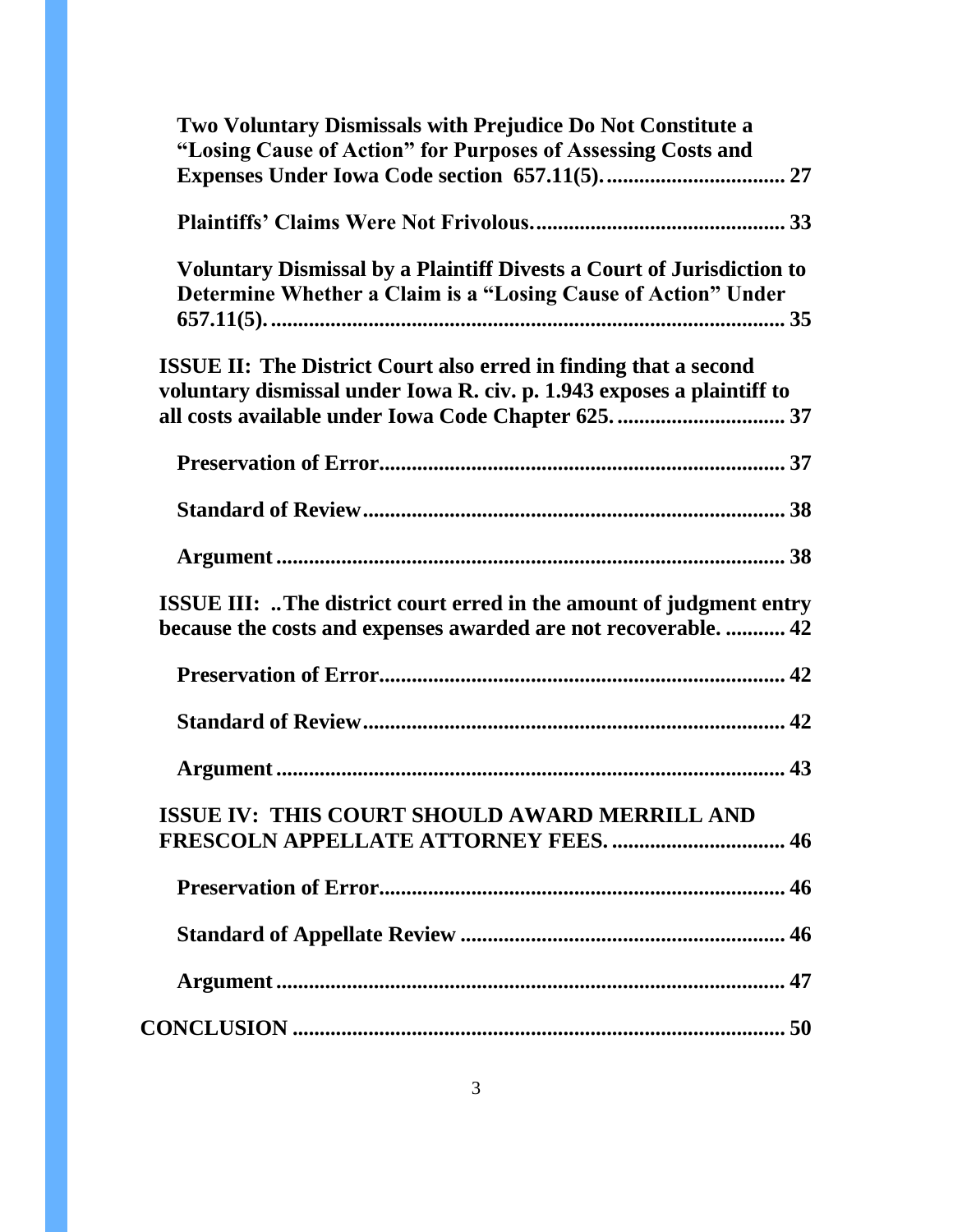**Two Voluntary Dismissals with Prejudice Do Not Constitute a "Losing Cause of Action" for Purposes of Assessing Costs and Expenses Under Iowa Code section 657.11(5). ................................ 27**

**Plaintiffs' Claims Were Not Frivolous. ............................................. 33**

**Voluntary Dismissal by a Plaintiff Divests a Court of Jurisdiction to Determine Whether a Claim is a "Losing Cause of Action" Under 657.11(5). ............................................................................................. 35**

**ISSUE II: The District Court also erred in finding that a second voluntary dismissal under Iowa R. civ. p. 1.943 exposes a plaintiff to all costs available under Iowa Code Chapter 625. .............................. 37**

**Preservation of Error.......................................................................... 37**

**Standard of Review............................................................................. 38**

**Argument ............................................................................................. 38**

**ISSUE III: ..The district court erred in the amount of judgment entry because the costs and expenses awarded are not recoverable. ........... 42**

**Preservation of Error.......................................................................... 42**

**Standard of Review............................................................................. 42**

**Argument ............................................................................................. 43**

**ISSUE IV: THIS COURT SHOULD AWARD MERRILL AND FRESCOLN APPELLATE ATTORNEY FEES. ............................... 46**

**Preservation of Error.......................................................................... 46**

**Standard of Appellate Review ........................................................... 46**

**Argument ............................................................................................. 47**

**CONCLUSION ........................................................................................... 50**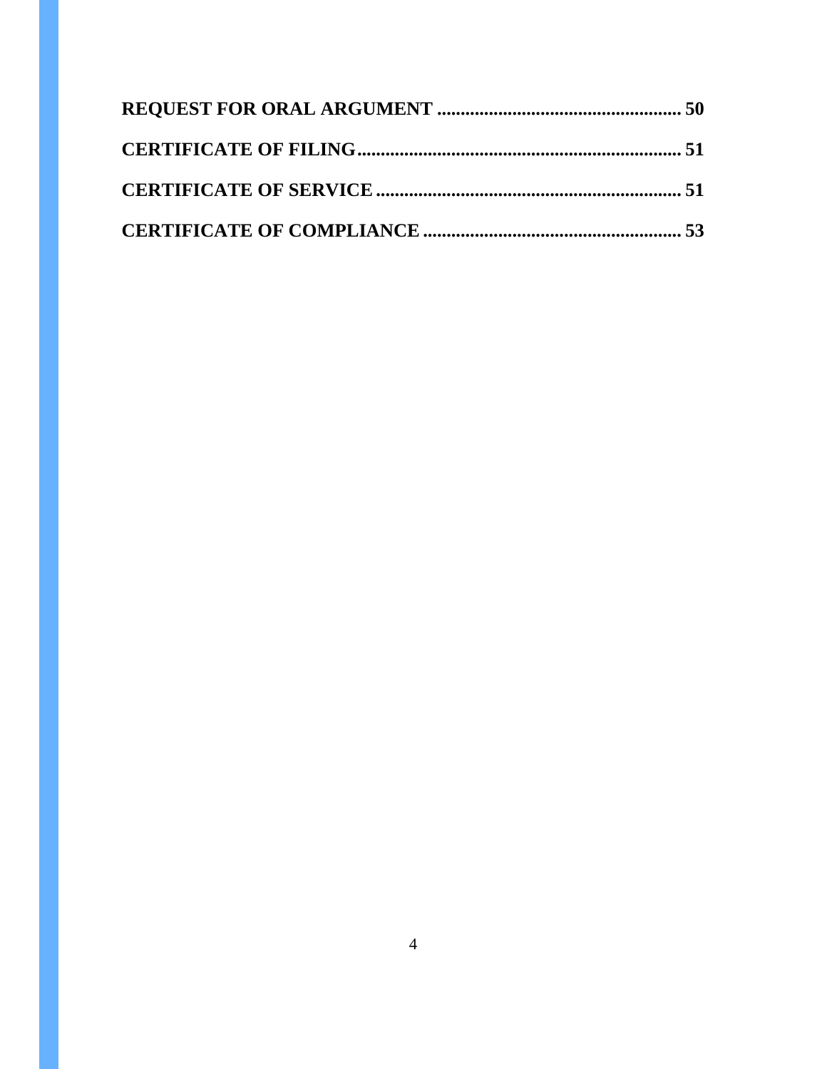**REQUEST FOR ORAL ARGUMENT .................................................... 50**

**CERTIFICATE OF FILING .................................................................... 51**

**CERTIFICATE OF SERVICE ................................................................ 51**

**CERTIFICATE OF COMPLIANCE ....................................................... 53**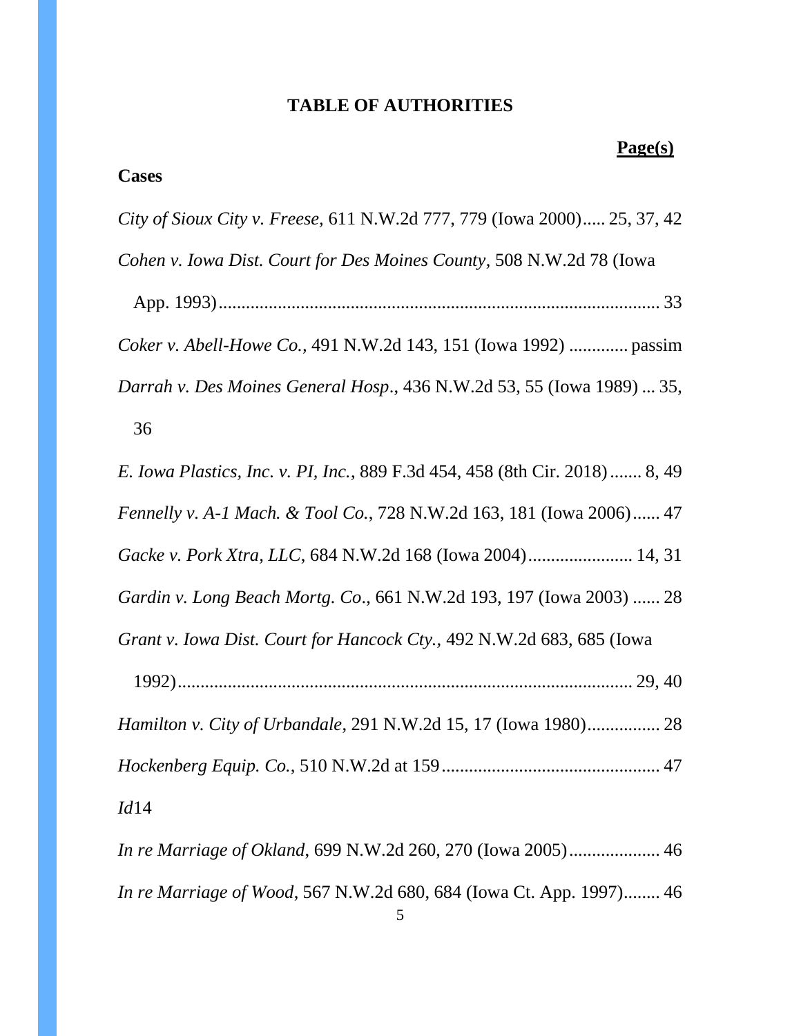## TABLE OF AUTHORITIES

**Page(s)**

**Cases**

*City of Sioux City v. Freese*, 611 N.W.2d 777, 779 (Iowa 2000)..... 25, 37, 42

*Cohen v. Iowa Dist. Court for Des Moines County*, 508 N.W.2d 78 (Iowa App. 1993)................................................................................................ 33

*Coker v. Abell-Howe Co.*, 491 N.W.2d 143, 151 (Iowa 1992) ............. passim

*Darrah v. Des Moines General Hosp*., 436 N.W.2d 53, 55 (Iowa 1989) ... 35, 36

*E. Iowa Plastics, Inc. v. PI, Inc.*, 889 F.3d 454, 458 (8th Cir. 2018)....... 8, 49

*Fennelly v. A-1 Mach. & Tool Co.*, 728 N.W.2d 163, 181 (Iowa 2006)...... 47

*Gacke v. Pork Xtra, LLC*, 684 N.W.2d 168 (Iowa 2004)....................... 14, 31

*Gardin v. Long Beach Mortg. Co*., 661 N.W.2d 193, 197 (Iowa 2003) ...... 28

*Grant v. Iowa Dist. Court for Hancock Cty.,* 492 N.W.2d 683, 685 (Iowa 1992).................................................................................................... 29, 40

*Hamilton v. City of Urbandale*, 291 N.W.2d 15, 17 (Iowa 1980)................ 28

*Hockenberg Equip. Co.,* 510 N.W.2d at 159................................................ 47

*Id*14

*In re Marriage of Okland*, 699 N.W.2d 260, 270 (Iowa 2005).................... 46

*In re Marriage of Wood*, 567 N.W.2d 680, 684 (Iowa Ct. App. 1997)........ 46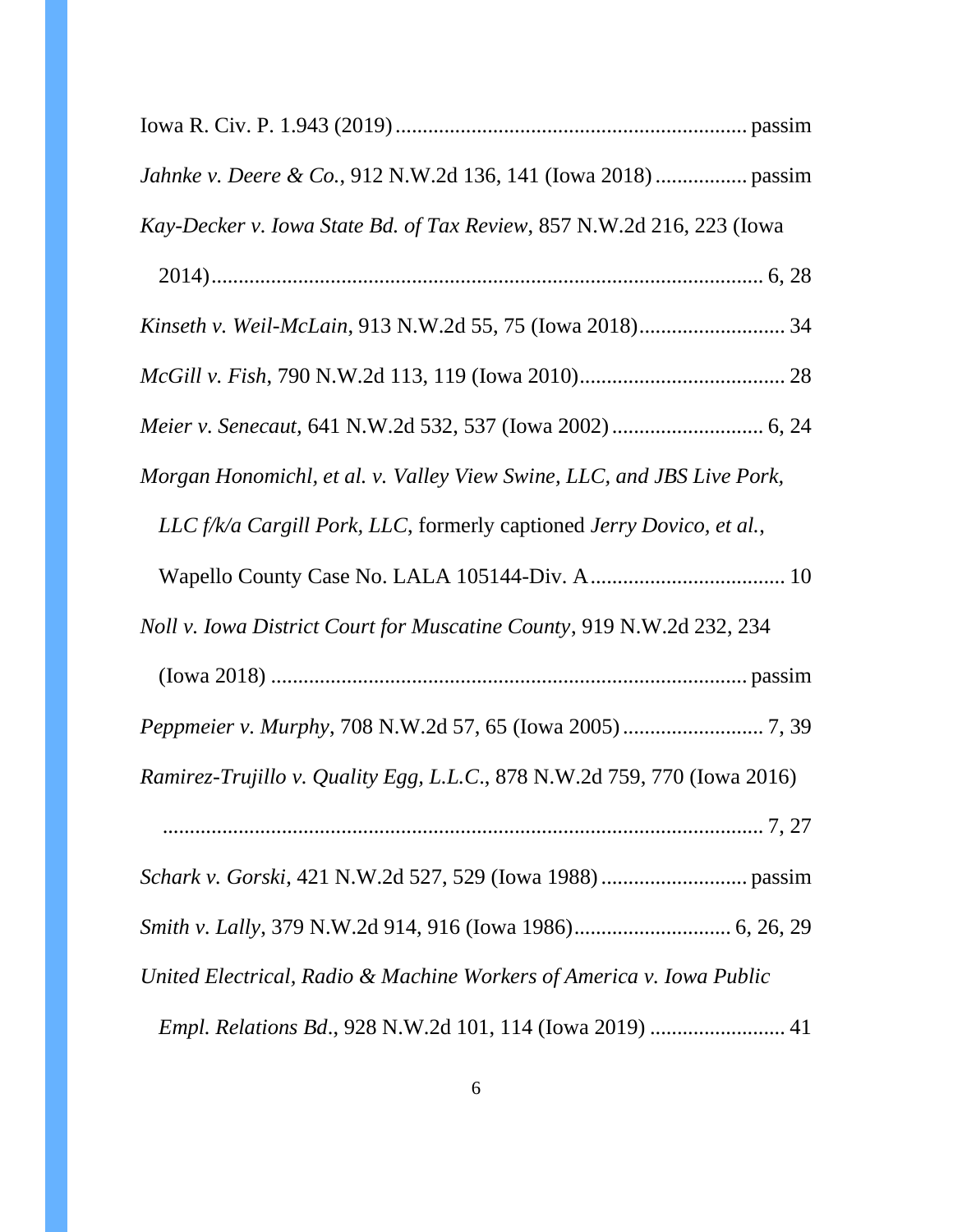Iowa R. Civ. P. 1.943 (2019) ................................................................ passim

*Jahnke v. Deere & Co.*, 912 N.W.2d 136, 141 (Iowa 2018) ................. passim

*Kay-Decker v. Iowa State Bd. of Tax Review*, 857 N.W.2d 216, 223 (Iowa 2014) ..................................................................................... 6, 28

*Kinseth v. Weil-McLain*, 913 N.W.2d 55, 75 (Iowa 2018) ........................... 34

*McGill v. Fish*, 790 N.W.2d 113, 119 (Iowa 2010) ...................................... 28

*Meier v. Senecaut*, 641 N.W.2d 532, 537 (Iowa 2002) ............................ 6, 24

*Morgan Honomichl, et al. v. Valley View Swine, LLC, and JBS Live Pork, LLC f/k/a Cargill Pork, LLC*, formerly captioned *Jerry Dovico, et al.*, Wapello County Case No. LALA 105144-Div. A .................................... 10

*Noll v. Iowa District Court for Muscatine County*, 919 N.W.2d 232, 234 (Iowa 2018) ....................................................................................... passim

*Peppmeier v. Murphy*, 708 N.W.2d 57, 65 (Iowa 2005) .......................... 7, 39

*Ramirez-Trujillo v. Quality Egg, L.L.C.*, 878 N.W.2d 759, 770 (Iowa 2016) ............................................................................................... 7, 27

*Schark v. Gorski*, 421 N.W.2d 527, 529 (Iowa 1988) ........................... passim

*Smith v. Lally*, 379 N.W.2d 914, 916 (Iowa 1986) ............................. 6, 26, 29

*United Electrical, Radio & Machine Workers of America v. Iowa Public Empl. Relations Bd.*, 928 N.W.2d 101, 114 (Iowa 2019) ......................... 41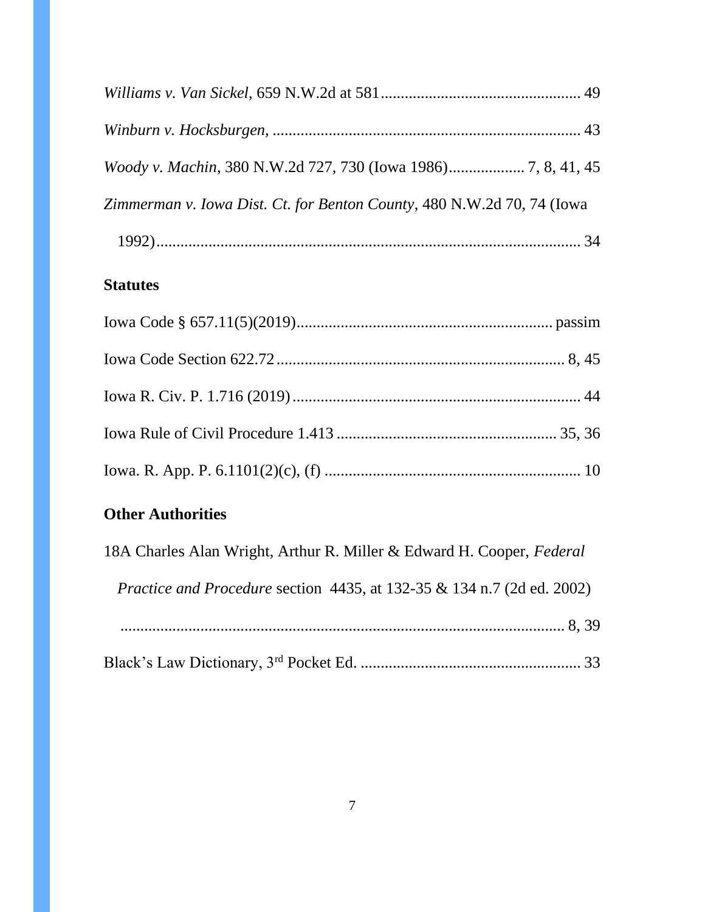*Williams v. Van Sickel*, 659 N.W.2d at 581 .................................................. 49

*Winburn v. Hocksburgen*, ............................................................................ 43

*Woody v. Machin*, 380 N.W.2d 727, 730 (Iowa 1986)................... 7, 8, 41, 45

*Zimmerman v. Iowa Dist. Ct. for Benton County*, 480 N.W.2d 70, 74 (Iowa 1992)........................................................................................................ 34

**Statutes**

Iowa Code § 657.11(5)(2019)................................................................ passim

Iowa Code Section 622.72 ........................................................................ 8, 45

Iowa R. Civ. P. 1.716 (2019) ........................................................................ 44

Iowa Rule of Civil Procedure 1.413 ...................................................... 35, 36

Iowa. R. App. P. 6.1101(2)(c), (f) ................................................................ 10

**Other Authorities**

18A Charles Alan Wright, Arthur R. Miller & Edward H. Cooper, *Federal Practice and Procedure* section 4435, at 132-35 & 134 n.7 (2d ed. 2002) ................................................................................................................ 8, 39

Black's Law Dictionary, 3rd Pocket Ed. ....................................................... 33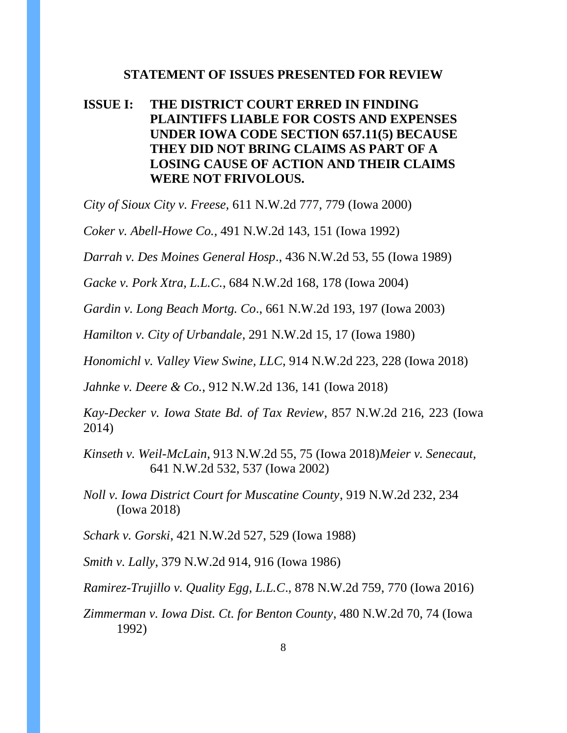## STATEMENT OF ISSUES PRESENTED FOR REVIEW

**ISSUE I: THE DISTRICT COURT ERRED IN FINDING PLAINTIFFS LIABLE FOR COSTS AND EXPENSES UNDER IOWA CODE SECTION 657.11(5) BECAUSE THEY DID NOT BRING CLAIMS AS PART OF A LOSING CAUSE OF ACTION AND THEIR CLAIMS WERE NOT FRIVOLOUS.**

*City of Sioux City v. Freese*, 611 N.W.2d 777, 779 (Iowa 2000)

*Coker v. Abell-Howe Co.*, 491 N.W.2d 143, 151 (Iowa 1992)

*Darrah v. Des Moines General Hosp*., 436 N.W.2d 53, 55 (Iowa 1989)

*Gacke v. Pork Xtra, L.L.C.*, 684 N.W.2d 168, 178 (Iowa 2004)

*Gardin v. Long Beach Mortg. Co*., 661 N.W.2d 193, 197 (Iowa 2003)

*Hamilton v. City of Urbandale*, 291 N.W.2d 15, 17 (Iowa 1980)

*Honomichl v. Valley View Swine, LLC*, 914 N.W.2d 223, 228 (Iowa 2018)

*Jahnke v. Deere & Co.*, 912 N.W.2d 136, 141 (Iowa 2018)

*Kay-Decker v. Iowa State Bd. of Tax Review*, 857 N.W.2d 216, 223 (Iowa 2014)

*Kinseth v. Weil-McLain*, 913 N.W.2d 55, 75 (Iowa 2018)*Meier v. Senecaut*, 641 N.W.2d 532, 537 (Iowa 2002)

*Noll v. Iowa District Court for Muscatine County*, 919 N.W.2d 232, 234 (Iowa 2018)

*Schark v. Gorski*, 421 N.W.2d 527, 529 (Iowa 1988)

*Smith v. Lally*, 379 N.W.2d 914, 916 (Iowa 1986)

*Ramirez-Trujillo v. Quality Egg, L.L.C*., 878 N.W.2d 759, 770 (Iowa 2016)

*Zimmerman v. Iowa Dist. Ct. for Benton County*, 480 N.W.2d 70, 74 (Iowa 1992)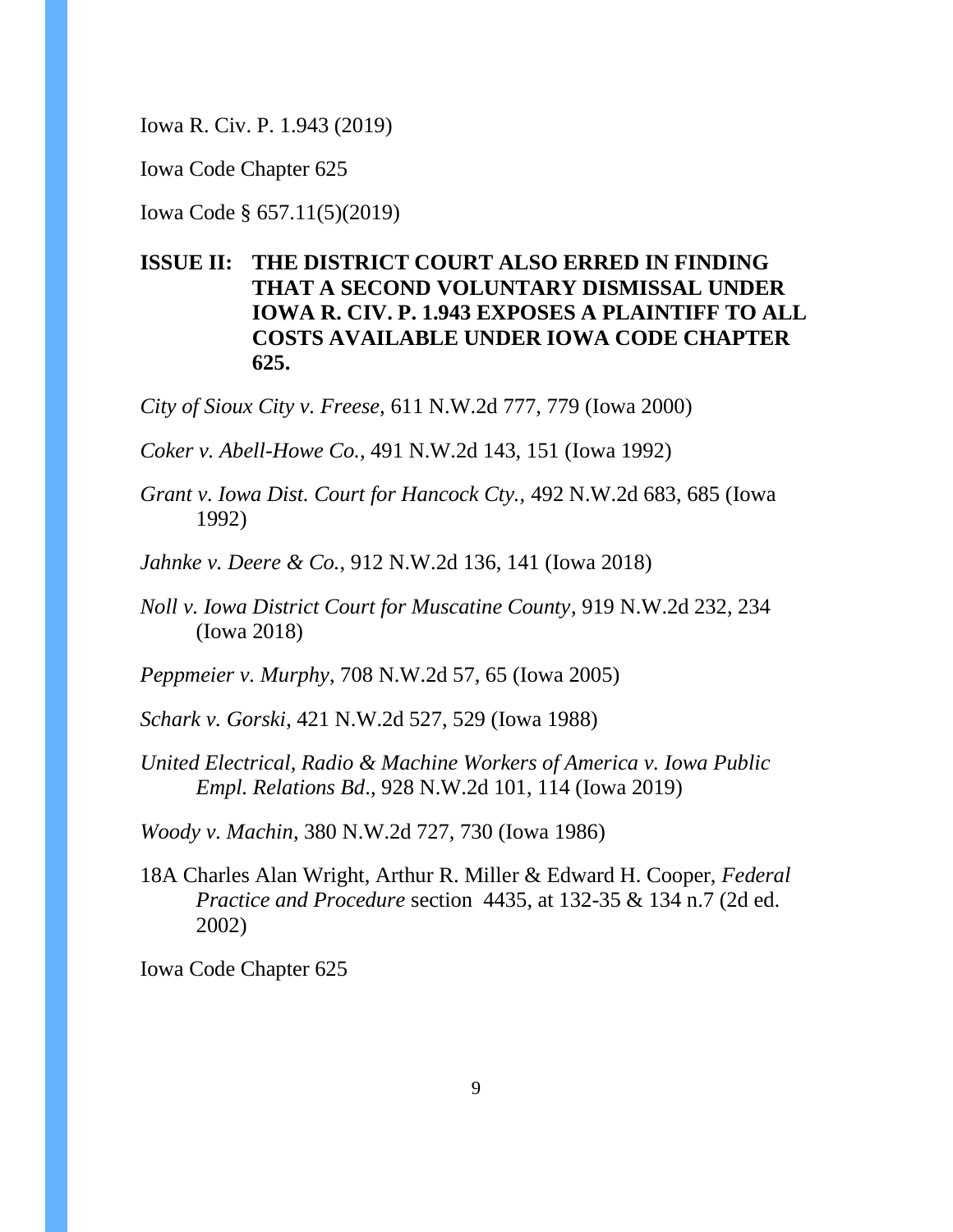Iowa R. Civ. P. 1.943 (2019)

Iowa Code Chapter 625

Iowa Code § 657.11(5)(2019)

**ISSUE II: THE DISTRICT COURT ALSO ERRED IN FINDING THAT A SECOND VOLUNTARY DISMISSAL UNDER IOWA R. CIV. P. 1.943 EXPOSES A PLAINTIFF TO ALL COSTS AVAILABLE UNDER IOWA CODE CHAPTER 625.**

*City of Sioux City v. Freese*, 611 N.W.2d 777, 779 (Iowa 2000)

*Coker v. Abell-Howe Co.*, 491 N.W.2d 143, 151 (Iowa 1992)

*Grant v. Iowa Dist. Court for Hancock Cty.*, 492 N.W.2d 683, 685 (Iowa 1992)

*Jahnke v. Deere & Co.*, 912 N.W.2d 136, 141 (Iowa 2018)

*Noll v. Iowa District Court for Muscatine County*, 919 N.W.2d 232, 234 (Iowa 2018)

*Peppmeier v. Murphy*, 708 N.W.2d 57, 65 (Iowa 2005)

*Schark v. Gorski*, 421 N.W.2d 527, 529 (Iowa 1988)

*United Electrical, Radio & Machine Workers of America v. Iowa Public Empl. Relations Bd*., 928 N.W.2d 101, 114 (Iowa 2019)

*Woody v. Machin*, 380 N.W.2d 727, 730 (Iowa 1986)

18A Charles Alan Wright, Arthur R. Miller & Edward H. Cooper, *Federal Practice and Procedure* section 4435, at 132-35 & 134 n.7 (2d ed. 2002)

Iowa Code Chapter 625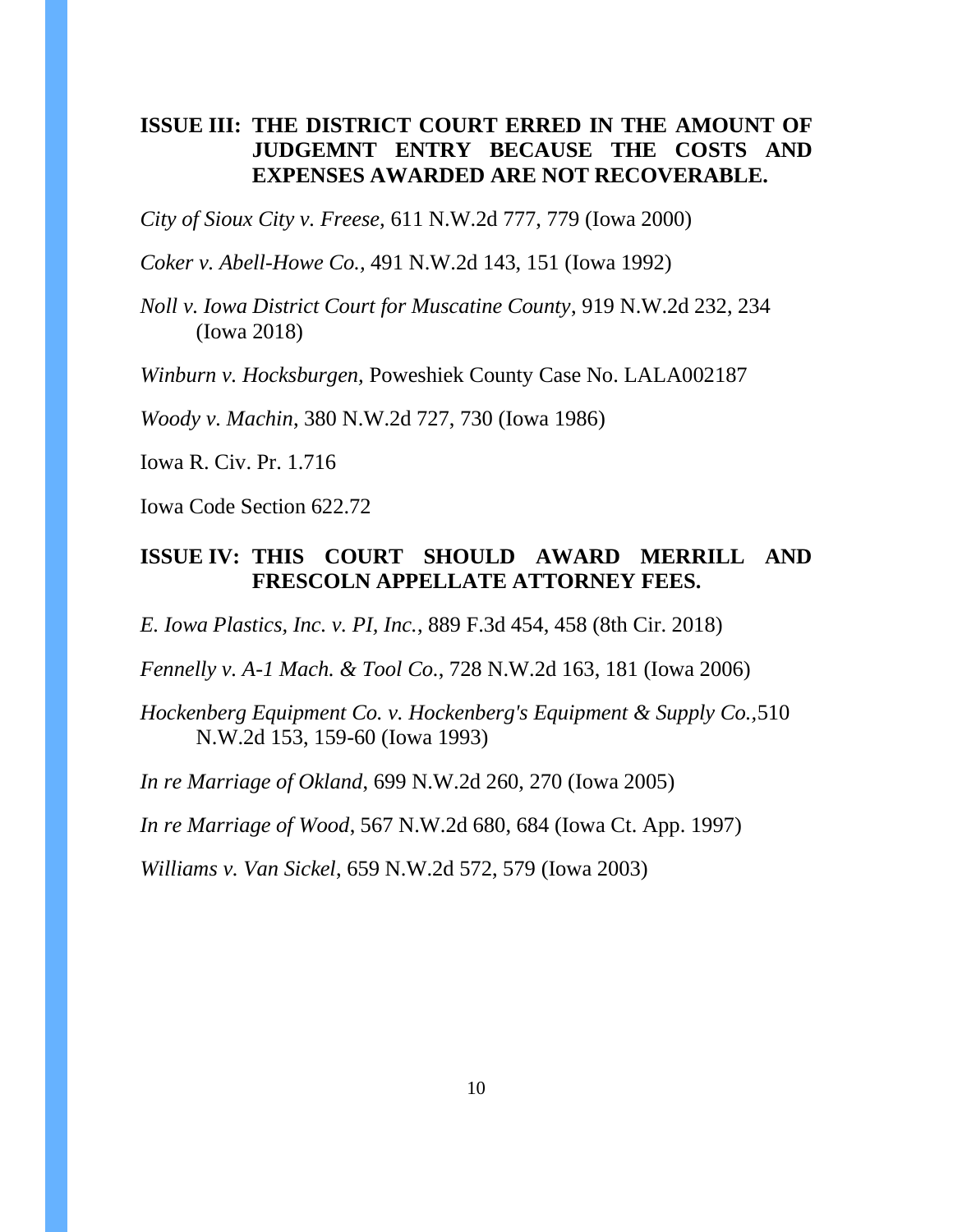**ISSUE III: THE DISTRICT COURT ERRED IN THE AMOUNT OF JUDGEMNT ENTRY BECAUSE THE COSTS AND EXPENSES AWARDED ARE NOT RECOVERABLE.**

*City of Sioux City v. Freese*, 611 N.W.2d 777, 779 (Iowa 2000)

*Coker v. Abell-Howe Co.,* 491 N.W.2d 143, 151 (Iowa 1992)

*Noll v. Iowa District Court for Muscatine County*, 919 N.W.2d 232, 234 (Iowa 2018)

*Winburn v. Hocksburgen,* Poweshiek County Case No. LALA002187

*Woody v. Machin,* 380 N.W.2d 727, 730 (Iowa 1986)

Iowa R. Civ. Pr. 1.716

Iowa Code Section 622.72

**ISSUE IV: THIS COURT SHOULD AWARD MERRILL AND FRESCOLN APPELLATE ATTORNEY FEES.**

*E. Iowa Plastics, Inc. v. PI, Inc.*, 889 F.3d 454, 458 (8th Cir. 2018)

*Fennelly v. A-1 Mach. & Tool Co.*, 728 N.W.2d 163, 181 (Iowa 2006)

*Hockenberg Equipment Co. v. Hockenberg's Equipment & Supply Co.,*510 N.W.2d 153, 159-60 (Iowa 1993)

*In re Marriage of Okland*, 699 N.W.2d 260, 270 (Iowa 2005)

*In re Marriage of Wood*, 567 N.W.2d 680, 684 (Iowa Ct. App. 1997)

*Williams v. Van Sickel*, 659 N.W.2d 572, 579 (Iowa 2003)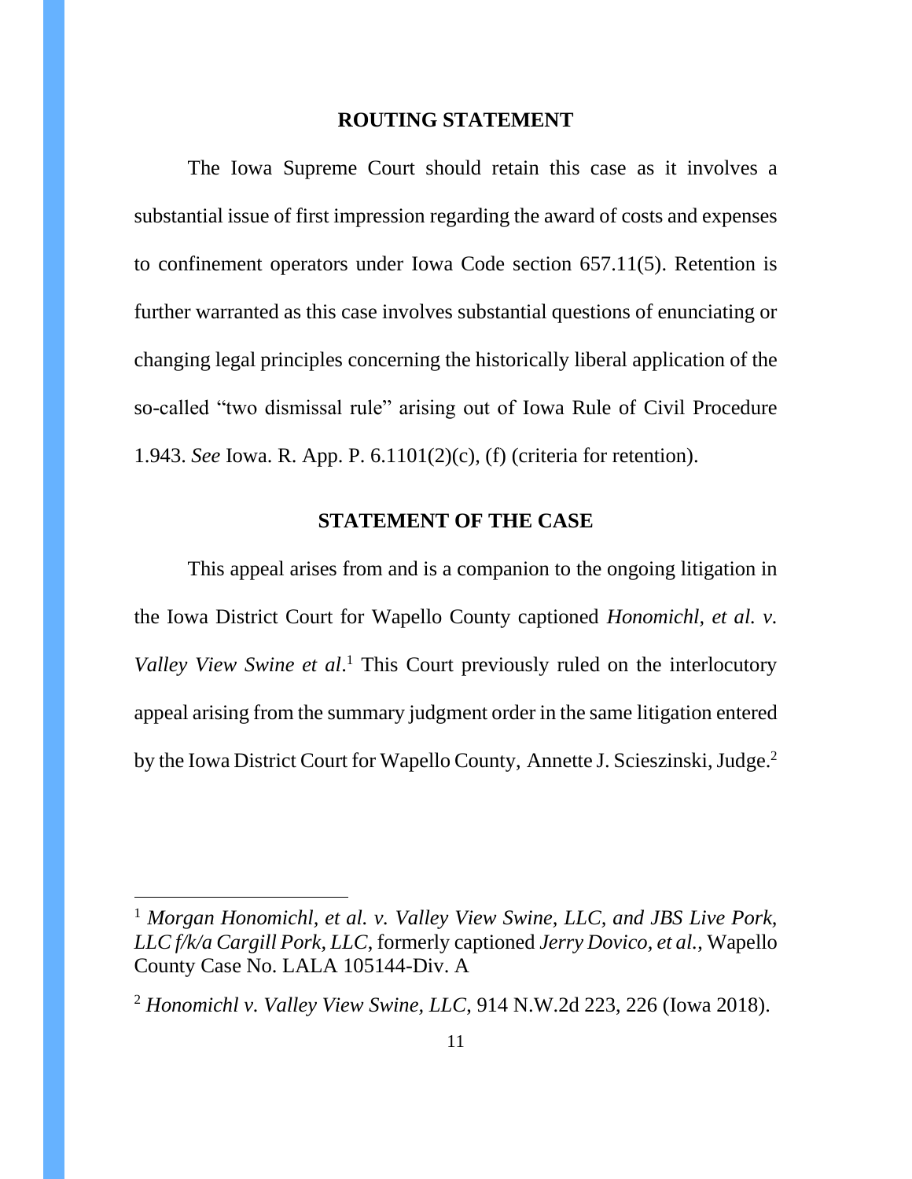## ROUTING STATEMENT

The Iowa Supreme Court should retain this case as it involves a substantial issue of first impression regarding the award of costs and expenses to confinement operators under Iowa Code section 657.11(5). Retention is further warranted as this case involves substantial questions of enunciating or changing legal principles concerning the historically liberal application of the so-called "two dismissal rule" arising out of Iowa Rule of Civil Procedure 1.943. *See* Iowa. R. App. P. 6.1101(2)(c), (f) (criteria for retention).

## STATEMENT OF THE CASE

This appeal arises from and is a companion to the ongoing litigation in the Iowa District Court for Wapello County captioned *Honomichl, et al. v. Valley View Swine et al*.[1] This Court previously ruled on the interlocutory appeal arising from the summary judgment order in the same litigation entered by the Iowa District Court for Wapello County, Annette J. Scieszinski, Judge.[2]

---

[1] *Morgan Honomichl, et al. v. Valley View Swine, LLC, and JBS Live Pork, LLC f/k/a Cargill Pork, LLC*, formerly captioned *Jerry Dovico, et al.,* Wapello County Case No. LALA 105144-Div. A

[2] *Honomichl v. Valley View Swine, LLC*, 914 N.W.2d 223, 226 (Iowa 2018).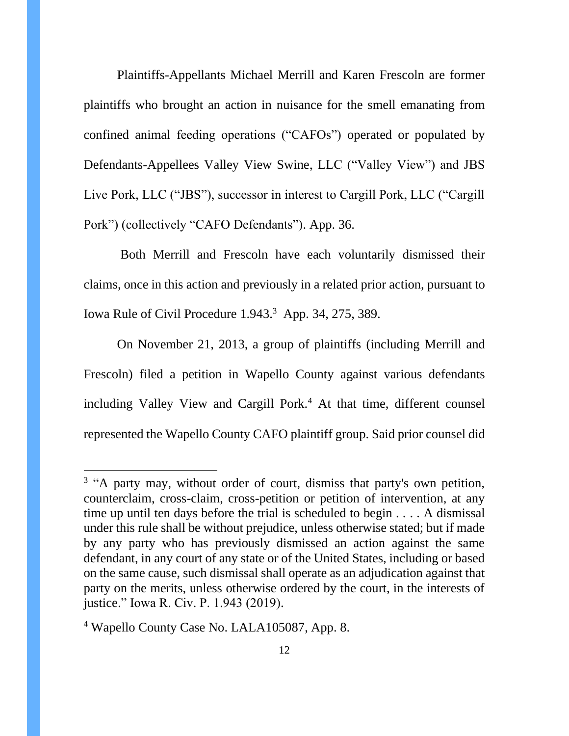Plaintiffs-Appellants Michael Merrill and Karen Frescoln are former plaintiffs who brought an action in nuisance for the smell emanating from confined animal feeding operations ("CAFOs") operated or populated by Defendants-Appellees Valley View Swine, LLC ("Valley View") and JBS Live Pork, LLC ("JBS"), successor in interest to Cargill Pork, LLC ("Cargill Pork") (collectively "CAFO Defendants"). App. 36.

Both Merrill and Frescoln have each voluntarily dismissed their claims, once in this action and previously in a related prior action, pursuant to Iowa Rule of Civil Procedure 1.943.[3] App. 34, 275, 389.

On November 21, 2013, a group of plaintiffs (including Merrill and Frescoln) filed a petition in Wapello County against various defendants including Valley View and Cargill Pork.[4] At that time, different counsel represented the Wapello County CAFO plaintiff group. Said prior counsel did

---

[3] "A party may, without order of court, dismiss that party's own petition, counterclaim, cross-claim, cross-petition or petition of intervention, at any time up until ten days before the trial is scheduled to begin . . . . A dismissal under this rule shall be without prejudice, unless otherwise stated; but if made by any party who has previously dismissed an action against the same defendant, in any court of any state or of the United States, including or based on the same cause, such dismissal shall operate as an adjudication against that party on the merits, unless otherwise ordered by the court, in the interests of justice." Iowa R. Civ. P. 1.943 (2019).

[4] Wapello County Case No. LALA105087, App. 8.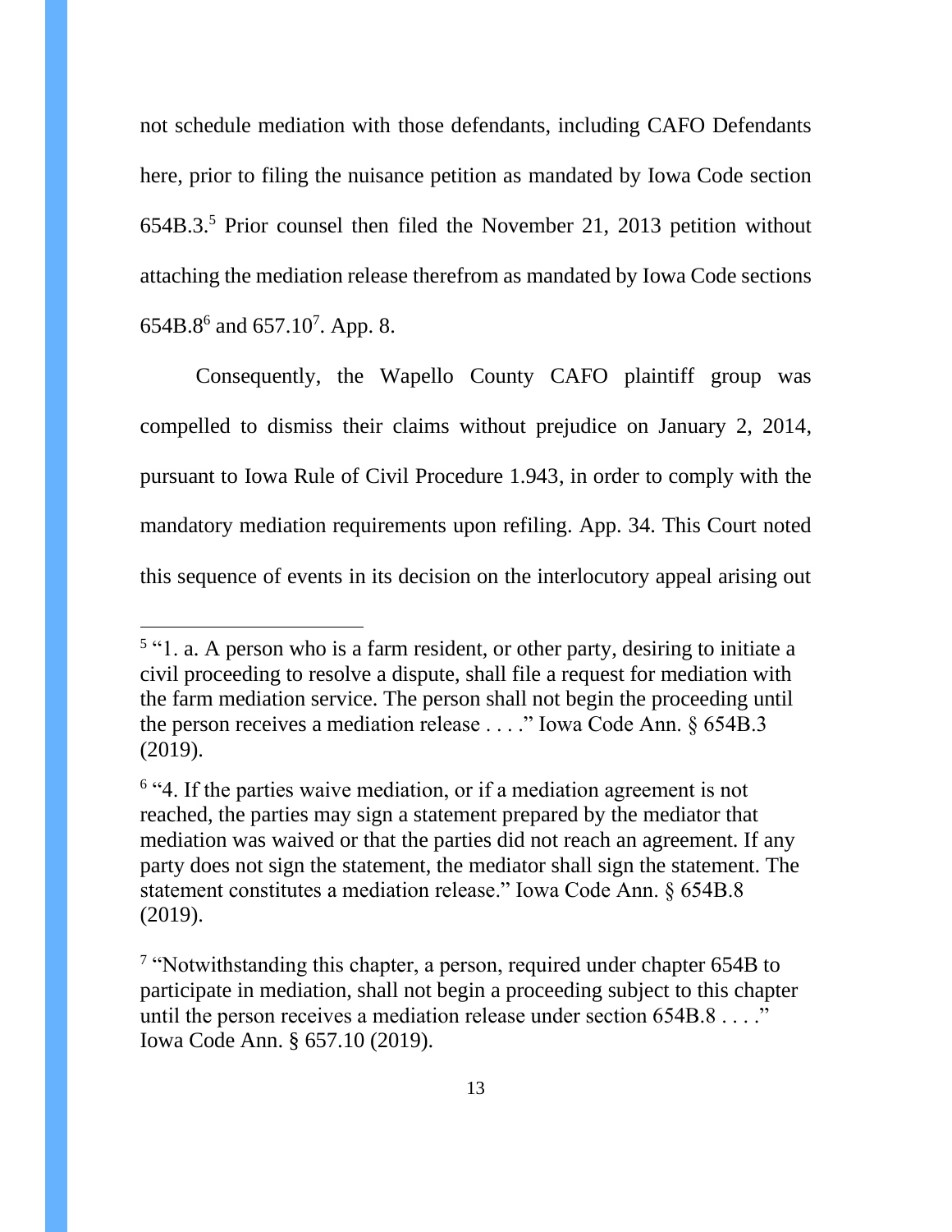not schedule mediation with those defendants, including CAFO Defendants here, prior to filing the nuisance petition as mandated by Iowa Code section 654B.3.[5] Prior counsel then filed the November 21, 2013 petition without attaching the mediation release therefrom as mandated by Iowa Code sections 654B.8[6] and 657.10[7]. App. 8.

Consequently, the Wapello County CAFO plaintiff group was compelled to dismiss their claims without prejudice on January 2, 2014, pursuant to Iowa Rule of Civil Procedure 1.943, in order to comply with the mandatory mediation requirements upon refiling. App. 34. This Court noted this sequence of events in its decision on the interlocutory appeal arising out

---

[5] "1. a. A person who is a farm resident, or other party, desiring to initiate a civil proceeding to resolve a dispute, shall file a request for mediation with the farm mediation service. The person shall not begin the proceeding until the person receives a mediation release . . . ." Iowa Code Ann. § 654B.3 (2019).

[6] "4. If the parties waive mediation, or if a mediation agreement is not reached, the parties may sign a statement prepared by the mediator that mediation was waived or that the parties did not reach an agreement. If any party does not sign the statement, the mediator shall sign the statement. The statement constitutes a mediation release." Iowa Code Ann. § 654B.8 (2019).

[7] "Notwithstanding this chapter, a person, required under chapter 654B to participate in mediation, shall not begin a proceeding subject to this chapter until the person receives a mediation release under section 654B.8 . . . ." Iowa Code Ann. § 657.10 (2019).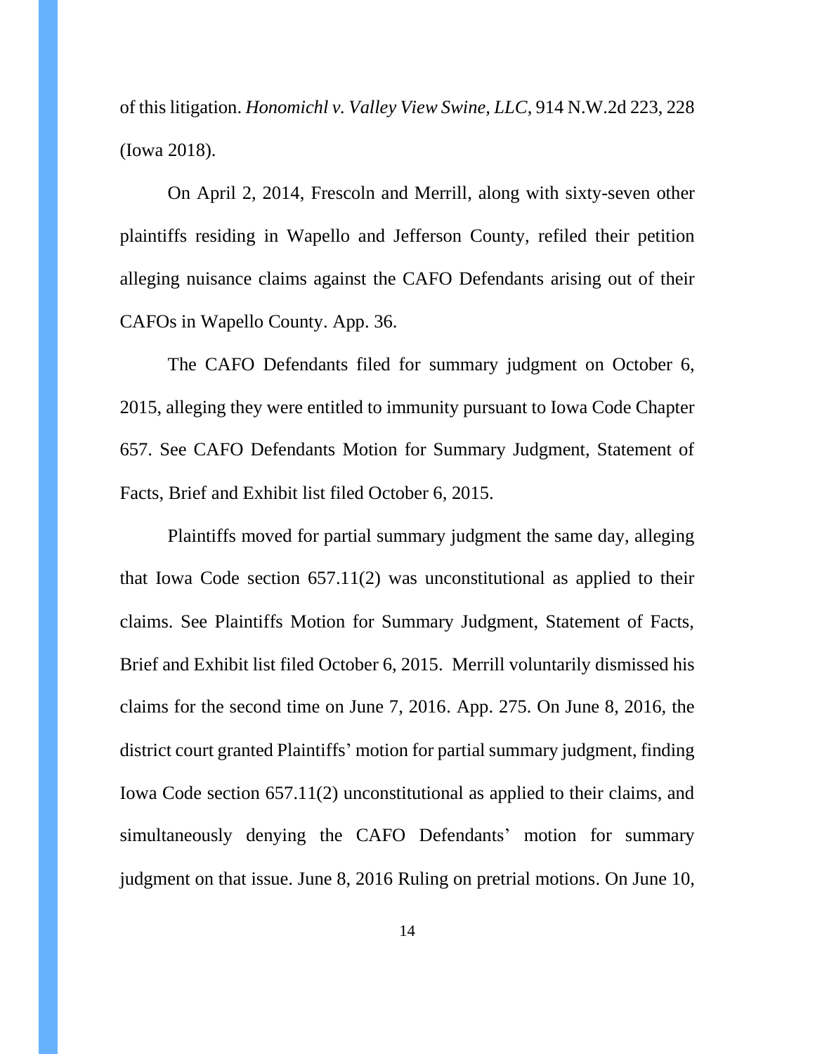of this litigation. *Honomichl v. Valley View Swine, LLC*, 914 N.W.2d 223, 228 (Iowa 2018).

On April 2, 2014, Frescoln and Merrill, along with sixty-seven other plaintiffs residing in Wapello and Jefferson County, refiled their petition alleging nuisance claims against the CAFO Defendants arising out of their CAFOs in Wapello County. App. 36.

The CAFO Defendants filed for summary judgment on October 6, 2015, alleging they were entitled to immunity pursuant to Iowa Code Chapter 657. See CAFO Defendants Motion for Summary Judgment, Statement of Facts, Brief and Exhibit list filed October 6, 2015.

Plaintiffs moved for partial summary judgment the same day, alleging that Iowa Code section 657.11(2) was unconstitutional as applied to their claims. See Plaintiffs Motion for Summary Judgment, Statement of Facts, Brief and Exhibit list filed October 6, 2015. Merrill voluntarily dismissed his claims for the second time on June 7, 2016. App. 275. On June 8, 2016, the district court granted Plaintiffs' motion for partial summary judgment, finding Iowa Code section 657.11(2) unconstitutional as applied to their claims, and simultaneously denying the CAFO Defendants' motion for summary judgment on that issue. June 8, 2016 Ruling on pretrial motions. On June 10,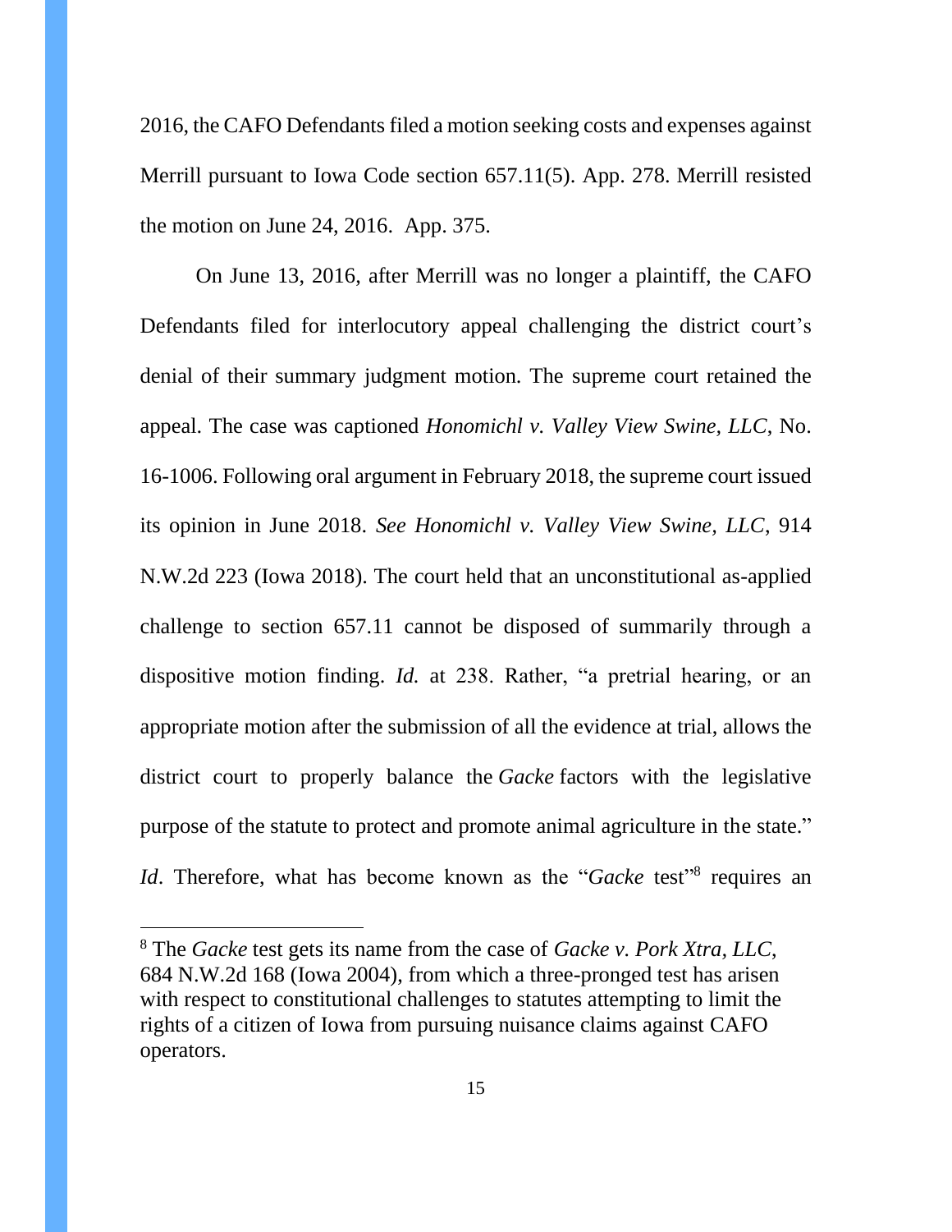2016, the CAFO Defendants filed a motion seeking costs and expenses against Merrill pursuant to Iowa Code section 657.11(5). App. 278. Merrill resisted the motion on June 24, 2016. App. 375.

On June 13, 2016, after Merrill was no longer a plaintiff, the CAFO Defendants filed for interlocutory appeal challenging the district court's denial of their summary judgment motion. The supreme court retained the appeal. The case was captioned *Honomichl v. Valley View Swine, LLC*, No. 16-1006. Following oral argument in February 2018, the supreme court issued its opinion in June 2018. *See Honomichl v. Valley View Swine, LLC*, 914 N.W.2d 223 (Iowa 2018). The court held that an unconstitutional as-applied challenge to section 657.11 cannot be disposed of summarily through a dispositive motion finding. *Id.* at 238. Rather, "a pretrial hearing, or an appropriate motion after the submission of all the evidence at trial, allows the district court to properly balance the *Gacke* factors with the legislative purpose of the statute to protect and promote animal agriculture in the state." *Id*. Therefore, what has become known as the "*Gacke* test"[8] requires an

[8] The *Gacke* test gets its name from the case of *Gacke v. Pork Xtra, LLC*, 684 N.W.2d 168 (Iowa 2004), from which a three-pronged test has arisen with respect to constitutional challenges to statutes attempting to limit the rights of a citizen of Iowa from pursuing nuisance claims against CAFO operators.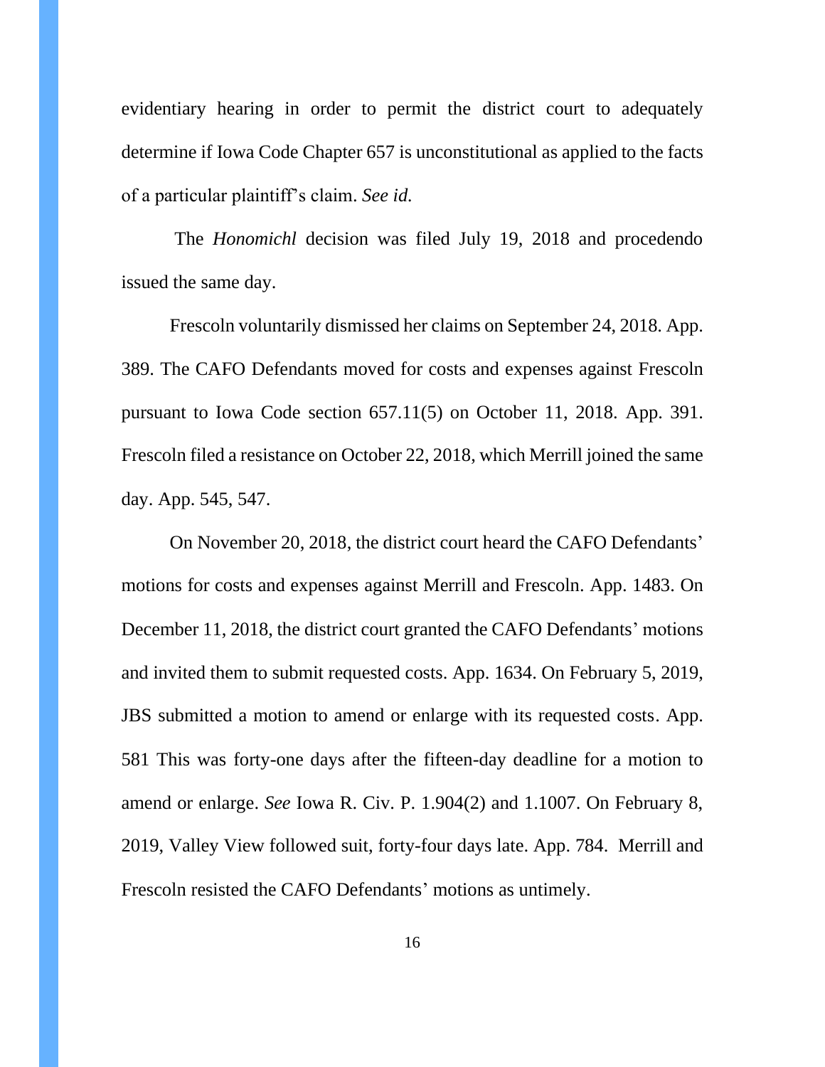evidentiary hearing in order to permit the district court to adequately determine if Iowa Code Chapter 657 is unconstitutional as applied to the facts of a particular plaintiff's claim. *See id.*

The *Honomichl* decision was filed July 19, 2018 and procedendo issued the same day.

Frescoln voluntarily dismissed her claims on September 24, 2018. App. 389. The CAFO Defendants moved for costs and expenses against Frescoln pursuant to Iowa Code section 657.11(5) on October 11, 2018. App. 391. Frescoln filed a resistance on October 22, 2018, which Merrill joined the same day. App. 545, 547.

On November 20, 2018, the district court heard the CAFO Defendants' motions for costs and expenses against Merrill and Frescoln. App. 1483. On December 11, 2018, the district court granted the CAFO Defendants' motions and invited them to submit requested costs. App. 1634. On February 5, 2019, JBS submitted a motion to amend or enlarge with its requested costs. App. 581 This was forty-one days after the fifteen-day deadline for a motion to amend or enlarge. *See* Iowa R. Civ. P. 1.904(2) and 1.1007. On February 8, 2019, Valley View followed suit, forty-four days late. App. 784. Merrill and Frescoln resisted the CAFO Defendants' motions as untimely.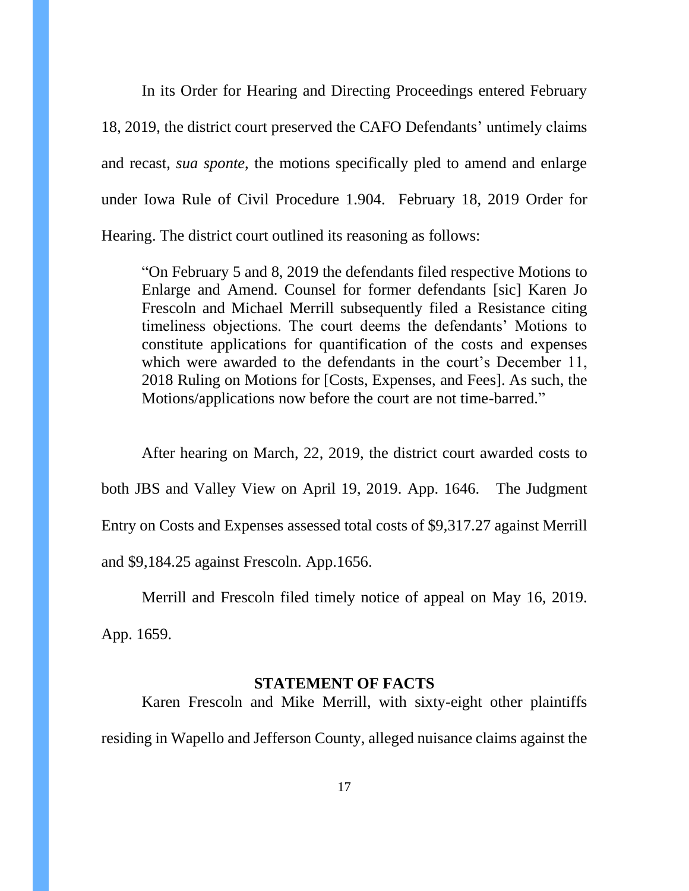In its Order for Hearing and Directing Proceedings entered February 18, 2019, the district court preserved the CAFO Defendants' untimely claims and recast, *sua sponte*, the motions specifically pled to amend and enlarge under Iowa Rule of Civil Procedure 1.904. February 18, 2019 Order for Hearing. The district court outlined its reasoning as follows:

> "On February 5 and 8, 2019 the defendants filed respective Motions to Enlarge and Amend. Counsel for former defendants [sic] Karen Jo Frescoln and Michael Merrill subsequently filed a Resistance citing timeliness objections. The court deems the defendants' Motions to constitute applications for quantification of the costs and expenses which were awarded to the defendants in the court's December 11, 2018 Ruling on Motions for [Costs, Expenses, and Fees]. As such, the Motions/applications now before the court are not time-barred."

After hearing on March, 22, 2019, the district court awarded costs to both JBS and Valley View on April 19, 2019. App. 1646. The Judgment Entry on Costs and Expenses assessed total costs of $9,317.27 against Merrill and $9,184.25 against Frescoln. App.1656.

Merrill and Frescoln filed timely notice of appeal on May 16, 2019. App. 1659.

## STATEMENT OF FACTS

Karen Frescoln and Mike Merrill, with sixty-eight other plaintiffs residing in Wapello and Jefferson County, alleged nuisance claims against the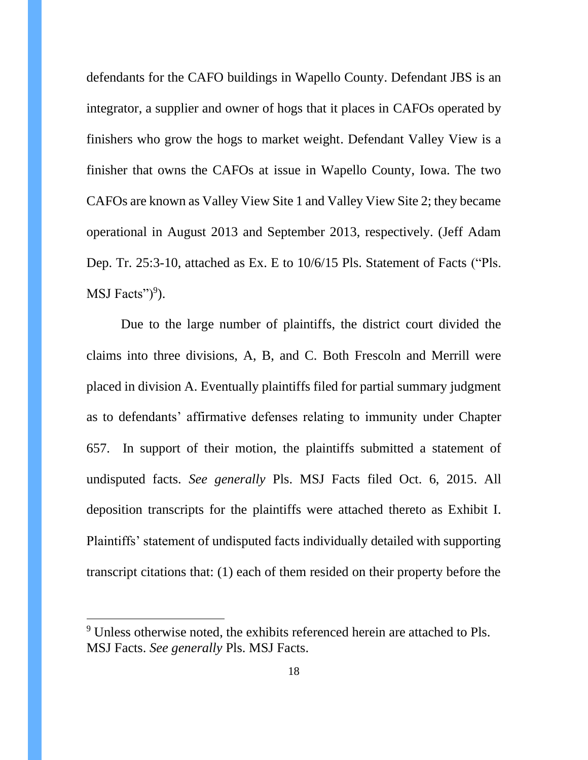defendants for the CAFO buildings in Wapello County. Defendant JBS is an integrator, a supplier and owner of hogs that it places in CAFOs operated by finishers who grow the hogs to market weight. Defendant Valley View is a finisher that owns the CAFOs at issue in Wapello County, Iowa. The two CAFOs are known as Valley View Site 1 and Valley View Site 2; they became operational in August 2013 and September 2013, respectively. (Jeff Adam Dep. Tr. 25:3-10, attached as Ex. E to 10/6/15 Pls. Statement of Facts ("Pls. MSJ Facts")[9]).

Due to the large number of plaintiffs, the district court divided the claims into three divisions, A, B, and C. Both Frescoln and Merrill were placed in division A. Eventually plaintiffs filed for partial summary judgment as to defendants' affirmative defenses relating to immunity under Chapter 657. In support of their motion, the plaintiffs submitted a statement of undisputed facts. *See generally* Pls. MSJ Facts filed Oct. 6, 2015. All deposition transcripts for the plaintiffs were attached thereto as Exhibit I. Plaintiffs' statement of undisputed facts individually detailed with supporting transcript citations that: (1) each of them resided on their property before the

[9] Unless otherwise noted, the exhibits referenced herein are attached to Pls. MSJ Facts. *See generally* Pls. MSJ Facts.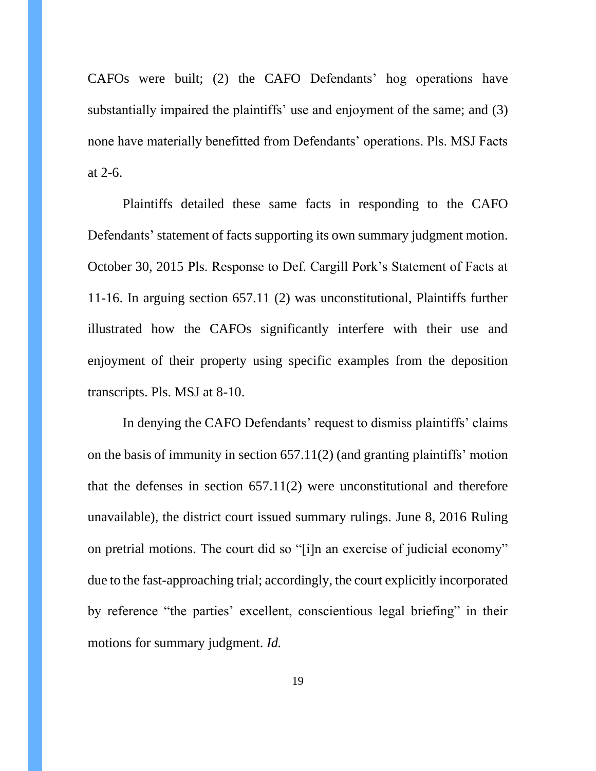CAFOs were built; (2) the CAFO Defendants' hog operations have substantially impaired the plaintiffs' use and enjoyment of the same; and (3) none have materially benefitted from Defendants' operations. Pls. MSJ Facts at 2-6.

Plaintiffs detailed these same facts in responding to the CAFO Defendants' statement of facts supporting its own summary judgment motion. October 30, 2015 Pls. Response to Def. Cargill Pork's Statement of Facts at 11-16. In arguing section 657.11 (2) was unconstitutional, Plaintiffs further illustrated how the CAFOs significantly interfere with their use and enjoyment of their property using specific examples from the deposition transcripts. Pls. MSJ at 8-10.

In denying the CAFO Defendants' request to dismiss plaintiffs' claims on the basis of immunity in section 657.11(2) (and granting plaintiffs' motion that the defenses in section 657.11(2) were unconstitutional and therefore unavailable), the district court issued summary rulings. June 8, 2016 Ruling on pretrial motions. The court did so "[i]n an exercise of judicial economy" due to the fast-approaching trial; accordingly, the court explicitly incorporated by reference "the parties' excellent, conscientious legal briefing" in their motions for summary judgment. *Id.*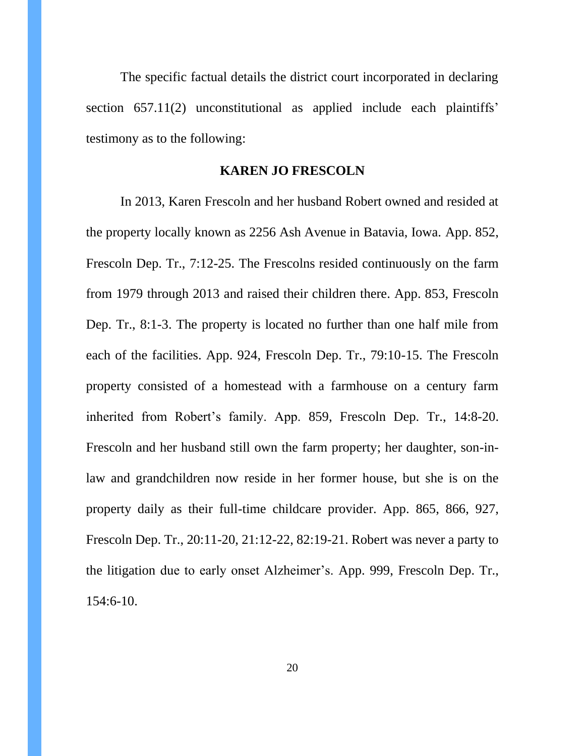The specific factual details the district court incorporated in declaring section 657.11(2) unconstitutional as applied include each plaintiffs' testimony as to the following:

**KAREN JO FRESCOLN**

In 2013, Karen Frescoln and her husband Robert owned and resided at the property locally known as 2256 Ash Avenue in Batavia, Iowa. App. 852, Frescoln Dep. Tr., 7:12-25. The Frescolns resided continuously on the farm from 1979 through 2013 and raised their children there. App. 853, Frescoln Dep. Tr., 8:1-3. The property is located no further than one half mile from each of the facilities. App. 924, Frescoln Dep. Tr., 79:10-15. The Frescoln property consisted of a homestead with a farmhouse on a century farm inherited from Robert's family. App. 859, Frescoln Dep. Tr., 14:8-20. Frescoln and her husband still own the farm property; her daughter, son-in-law and grandchildren now reside in her former house, but she is on the property daily as their full-time childcare provider. App. 865, 866, 927, Frescoln Dep. Tr., 20:11-20, 21:12-22, 82:19-21. Robert was never a party to the litigation due to early onset Alzheimer's. App. 999, Frescoln Dep. Tr., 154:6-10.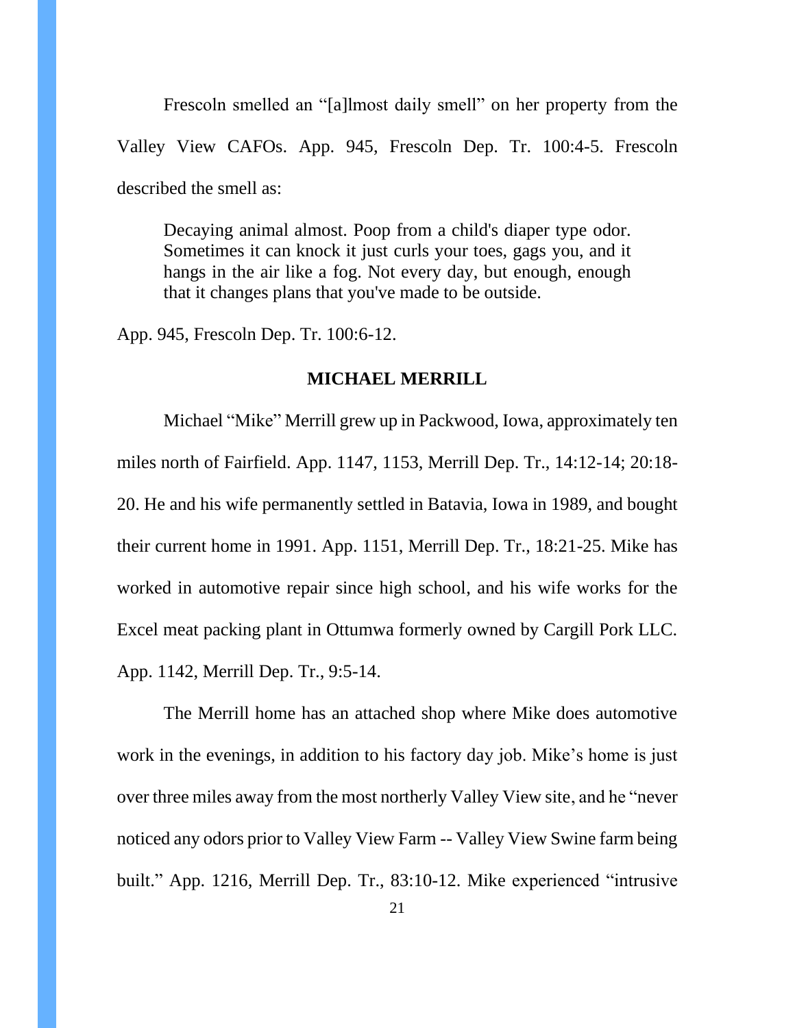Frescoln smelled an "[a]lmost daily smell" on her property from the Valley View CAFOs. App. 945, Frescoln Dep. Tr. 100:4-5. Frescoln described the smell as:

> Decaying animal almost. Poop from a child's diaper type odor. Sometimes it can knock it just curls your toes, gags you, and it hangs in the air like a fog. Not every day, but enough, enough that it changes plans that you've made to be outside.

App. 945, Frescoln Dep. Tr. 100:6-12.

**MICHAEL MERRILL**

Michael "Mike" Merrill grew up in Packwood, Iowa, approximately ten miles north of Fairfield. App. 1147, 1153, Merrill Dep. Tr., 14:12-14; 20:18-20. He and his wife permanently settled in Batavia, Iowa in 1989, and bought their current home in 1991. App. 1151, Merrill Dep. Tr., 18:21-25. Mike has worked in automotive repair since high school, and his wife works for the Excel meat packing plant in Ottumwa formerly owned by Cargill Pork LLC. App. 1142, Merrill Dep. Tr., 9:5-14.

The Merrill home has an attached shop where Mike does automotive work in the evenings, in addition to his factory day job. Mike's home is just over three miles away from the most northerly Valley View site, and he "never noticed any odors prior to Valley View Farm -- Valley View Swine farm being built." App. 1216, Merrill Dep. Tr., 83:10-12. Mike experienced "intrusive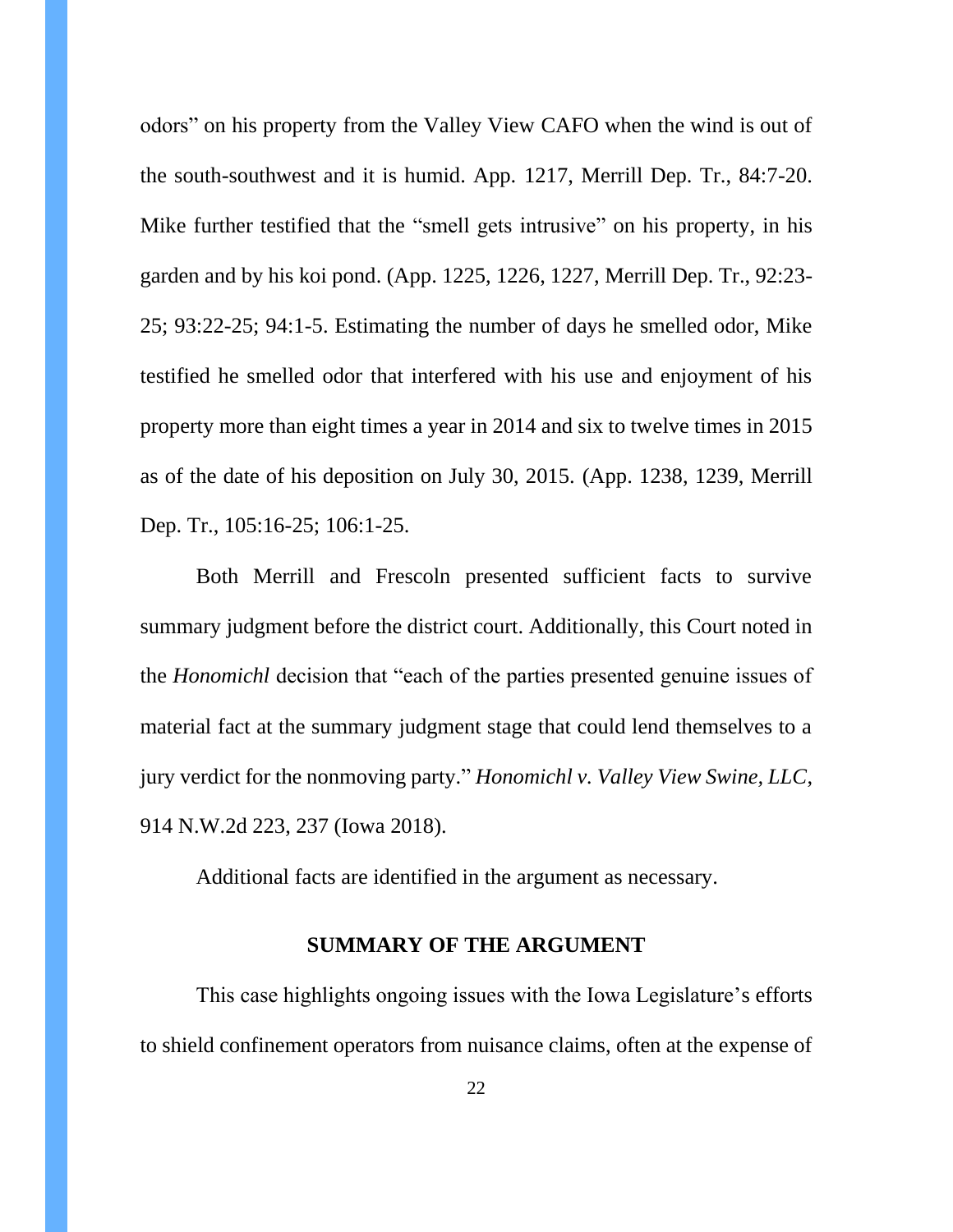odors" on his property from the Valley View CAFO when the wind is out of the south-southwest and it is humid. App. 1217, Merrill Dep. Tr., 84:7-20. Mike further testified that the "smell gets intrusive" on his property, in his garden and by his koi pond. (App. 1225, 1226, 1227, Merrill Dep. Tr., 92:23-25; 93:22-25; 94:1-5. Estimating the number of days he smelled odor, Mike testified he smelled odor that interfered with his use and enjoyment of his property more than eight times a year in 2014 and six to twelve times in 2015 as of the date of his deposition on July 30, 2015. (App. 1238, 1239, Merrill Dep. Tr., 105:16-25; 106:1-25.

Both Merrill and Frescoln presented sufficient facts to survive summary judgment before the district court. Additionally, this Court noted in the *Honomichl* decision that "each of the parties presented genuine issues of material fact at the summary judgment stage that could lend themselves to a jury verdict for the nonmoving party." *Honomichl v. Valley View Swine, LLC*, 914 N.W.2d 223, 237 (Iowa 2018).

Additional facts are identified in the argument as necessary.

## SUMMARY OF THE ARGUMENT

This case highlights ongoing issues with the Iowa Legislature's efforts to shield confinement operators from nuisance claims, often at the expense of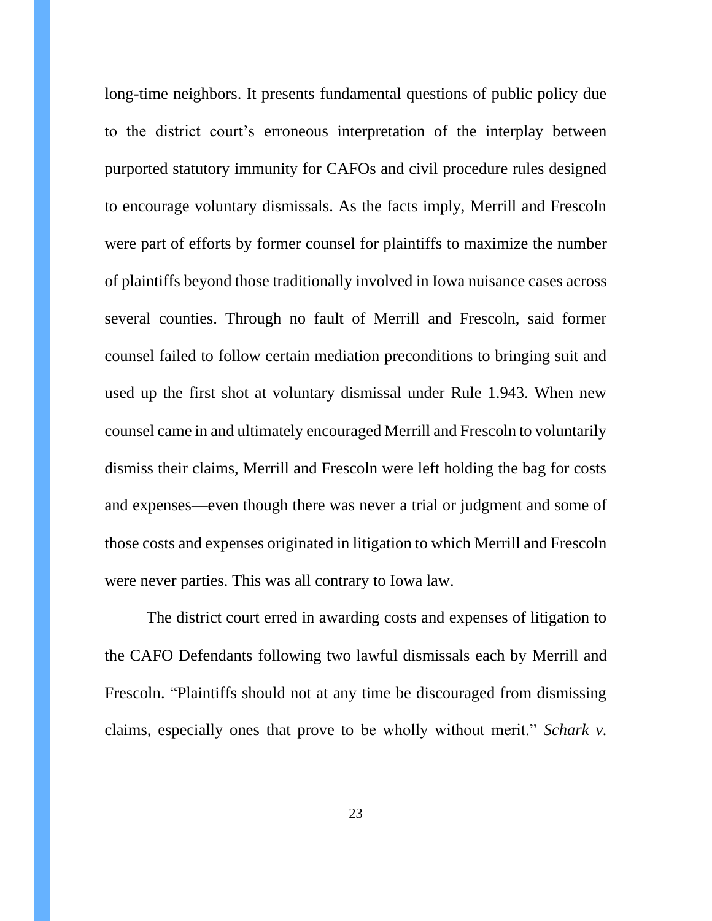long-time neighbors. It presents fundamental questions of public policy due to the district court's erroneous interpretation of the interplay between purported statutory immunity for CAFOs and civil procedure rules designed to encourage voluntary dismissals. As the facts imply, Merrill and Frescoln were part of efforts by former counsel for plaintiffs to maximize the number of plaintiffs beyond those traditionally involved in Iowa nuisance cases across several counties. Through no fault of Merrill and Frescoln, said former counsel failed to follow certain mediation preconditions to bringing suit and used up the first shot at voluntary dismissal under Rule 1.943. When new counsel came in and ultimately encouraged Merrill and Frescoln to voluntarily dismiss their claims, Merrill and Frescoln were left holding the bag for costs and expenses—even though there was never a trial or judgment and some of those costs and expenses originated in litigation to which Merrill and Frescoln were never parties. This was all contrary to Iowa law.

The district court erred in awarding costs and expenses of litigation to the CAFO Defendants following two lawful dismissals each by Merrill and Frescoln. "Plaintiffs should not at any time be discouraged from dismissing claims, especially ones that prove to be wholly without merit." *Schark v.*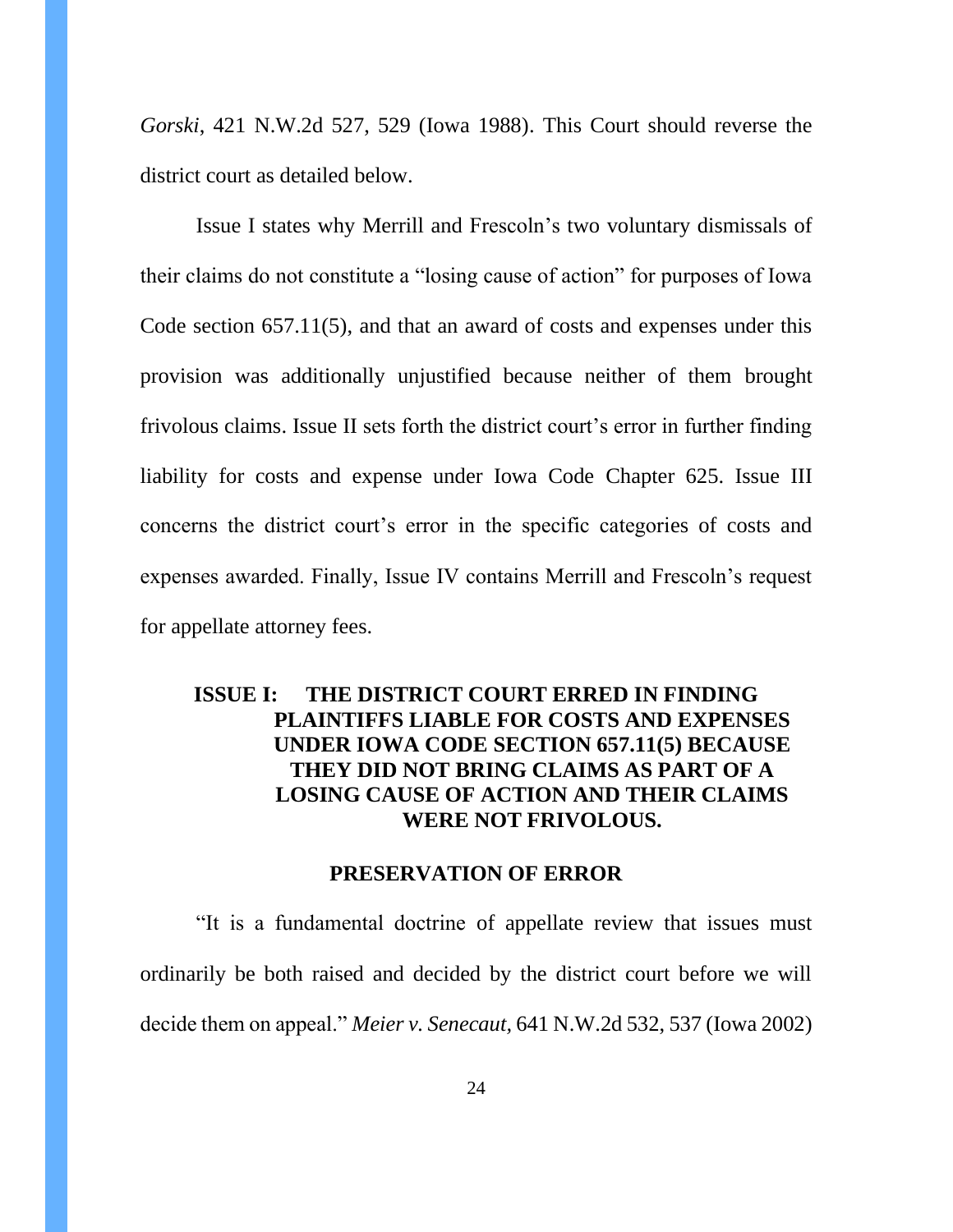*Gorski*, 421 N.W.2d 527, 529 (Iowa 1988). This Court should reverse the district court as detailed below.

Issue I states why Merrill and Frescoln's two voluntary dismissals of their claims do not constitute a "losing cause of action" for purposes of Iowa Code section 657.11(5), and that an award of costs and expenses under this provision was additionally unjustified because neither of them brought frivolous claims. Issue II sets forth the district court's error in further finding liability for costs and expense under Iowa Code Chapter 625. Issue III concerns the district court's error in the specific categories of costs and expenses awarded. Finally, Issue IV contains Merrill and Frescoln's request for appellate attorney fees.

## ISSUE I: THE DISTRICT COURT ERRED IN FINDING PLAINTIFFS LIABLE FOR COSTS AND EXPENSES UNDER IOWA CODE SECTION 657.11(5) BECAUSE THEY DID NOT BRING CLAIMS AS PART OF A LOSING CAUSE OF ACTION AND THEIR CLAIMS WERE NOT FRIVOLOUS.

### PRESERVATION OF ERROR

"It is a fundamental doctrine of appellate review that issues must ordinarily be both raised and decided by the district court before we will decide them on appeal." *Meier v. Senecaut*, 641 N.W.2d 532, 537 (Iowa 2002)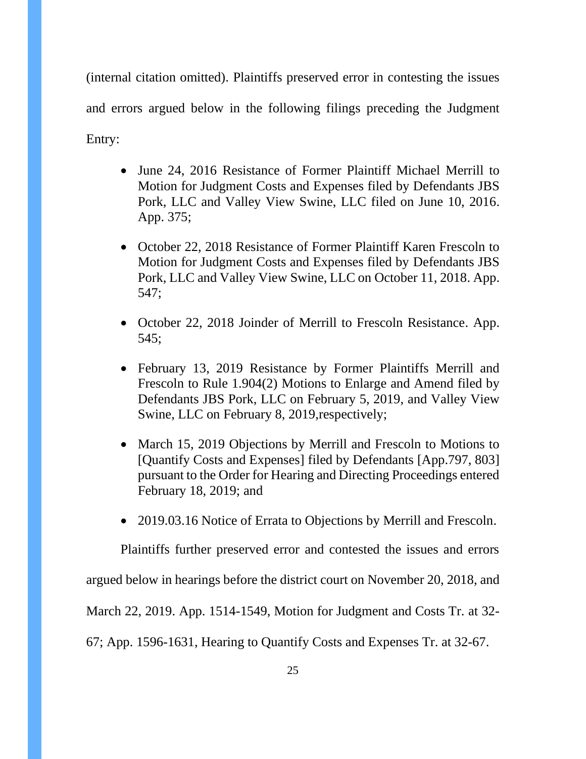(internal citation omitted). Plaintiffs preserved error in contesting the issues and errors argued below in the following filings preceding the Judgment Entry:

- June 24, 2016 Resistance of Former Plaintiff Michael Merrill to Motion for Judgment Costs and Expenses filed by Defendants JBS Pork, LLC and Valley View Swine, LLC filed on June 10, 2016. App. 375;
- October 22, 2018 Resistance of Former Plaintiff Karen Frescoln to Motion for Judgment Costs and Expenses filed by Defendants JBS Pork, LLC and Valley View Swine, LLC on October 11, 2018. App. 547;
- October 22, 2018 Joinder of Merrill to Frescoln Resistance. App. 545;
- February 13, 2019 Resistance by Former Plaintiffs Merrill and Frescoln to Rule 1.904(2) Motions to Enlarge and Amend filed by Defendants JBS Pork, LLC on February 5, 2019, and Valley View Swine, LLC on February 8, 2019,respectively;
- March 15, 2019 Objections by Merrill and Frescoln to Motions to [Quantify Costs and Expenses] filed by Defendants [App.797, 803] pursuant to the Order for Hearing and Directing Proceedings entered February 18, 2019; and
- 2019.03.16 Notice of Errata to Objections by Merrill and Frescoln.

Plaintiffs further preserved error and contested the issues and errors argued below in hearings before the district court on November 20, 2018, and March 22, 2019. App. 1514-1549, Motion for Judgment and Costs Tr. at 32-67; App. 1596-1631, Hearing to Quantify Costs and Expenses Tr. at 32-67.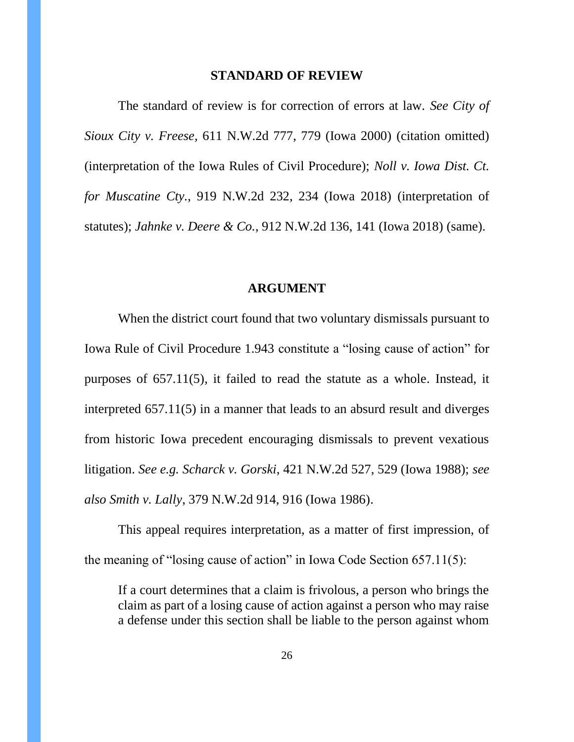## STANDARD OF REVIEW

The standard of review is for correction of errors at law. *See City of Sioux City v. Freese*, 611 N.W.2d 777, 779 (Iowa 2000) (citation omitted) (interpretation of the Iowa Rules of Civil Procedure); *Noll v. Iowa Dist. Ct. for Muscatine Cty.*, 919 N.W.2d 232, 234 (Iowa 2018) (interpretation of statutes); *Jahnke v. Deere & Co.*, 912 N.W.2d 136, 141 (Iowa 2018) (same).

## ARGUMENT

When the district court found that two voluntary dismissals pursuant to Iowa Rule of Civil Procedure 1.943 constitute a "losing cause of action" for purposes of 657.11(5), it failed to read the statute as a whole. Instead, it interpreted 657.11(5) in a manner that leads to an absurd result and diverges from historic Iowa precedent encouraging dismissals to prevent vexatious litigation. *See e.g. Scharck v. Gorski*, 421 N.W.2d 527, 529 (Iowa 1988); *see also Smith v. Lally*, 379 N.W.2d 914, 916 (Iowa 1986).

This appeal requires interpretation, as a matter of first impression, of the meaning of "losing cause of action" in Iowa Code Section 657.11(5):

> If a court determines that a claim is frivolous, a person who brings the claim as part of a losing cause of action against a person who may raise a defense under this section shall be liable to the person against whom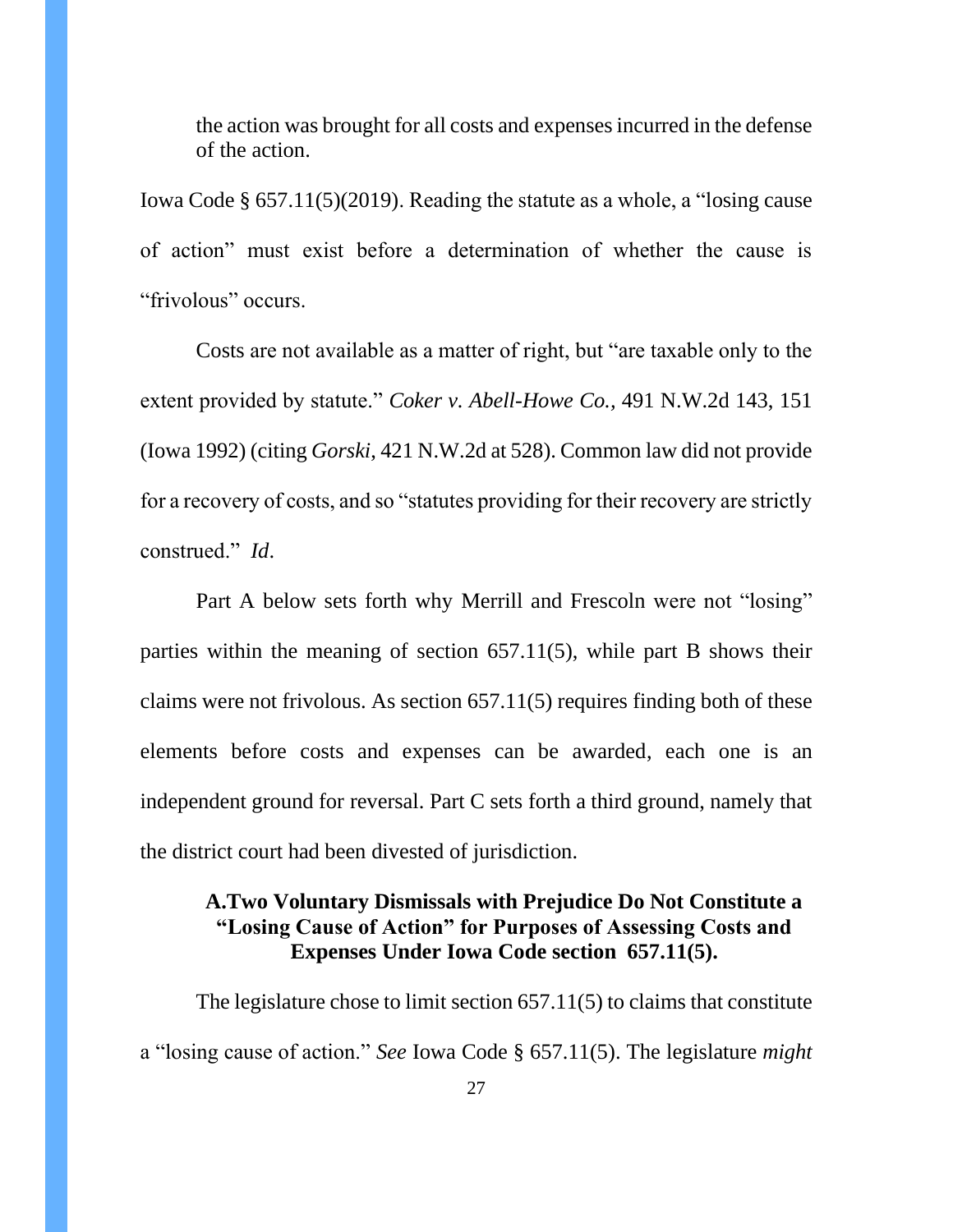the action was brought for all costs and expenses incurred in the defense of the action.

Iowa Code § 657.11(5)(2019). Reading the statute as a whole, a "losing cause of action" must exist before a determination of whether the cause is "frivolous" occurs.

Costs are not available as a matter of right, but "are taxable only to the extent provided by statute." *Coker v. Abell-Howe Co.*, 491 N.W.2d 143, 151 (Iowa 1992) (citing *Gorski*, 421 N.W.2d at 528). Common law did not provide for a recovery of costs, and so "statutes providing for their recovery are strictly construed." *Id*.

Part A below sets forth why Merrill and Frescoln were not "losing" parties within the meaning of section 657.11(5), while part B shows their claims were not frivolous. As section 657.11(5) requires finding both of these elements before costs and expenses can be awarded, each one is an independent ground for reversal. Part C sets forth a third ground, namely that the district court had been divested of jurisdiction.

### A. Two Voluntary Dismissals with Prejudice Do Not Constitute a "Losing Cause of Action" for Purposes of Assessing Costs and Expenses Under Iowa Code section 657.11(5).

The legislature chose to limit section 657.11(5) to claims that constitute a "losing cause of action." *See* Iowa Code § 657.11(5). The legislature *might*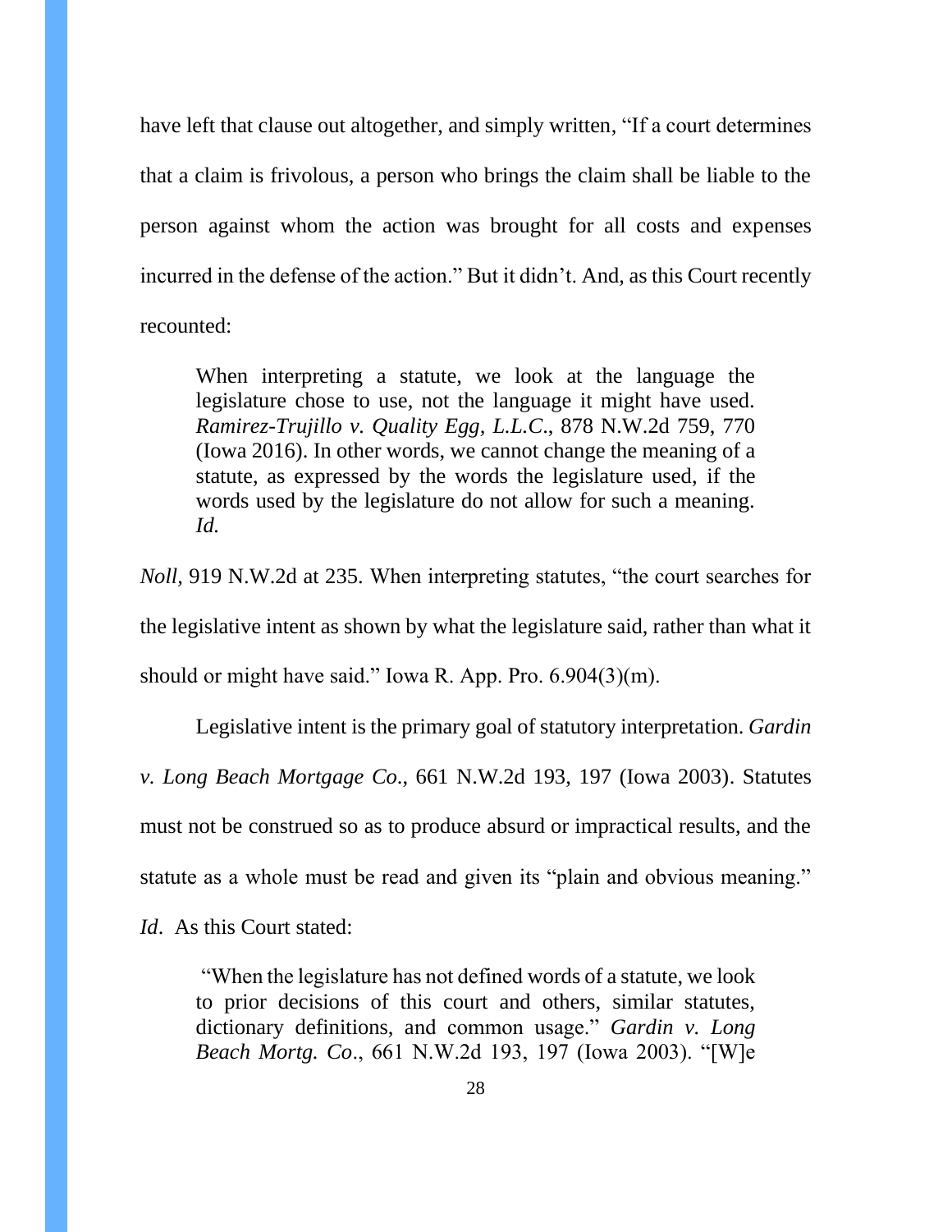have left that clause out altogether, and simply written, "If a court determines that a claim is frivolous, a person who brings the claim shall be liable to the person against whom the action was brought for all costs and expenses incurred in the defense of the action." But it didn't. And, as this Court recently recounted:

> When interpreting a statute, we look at the language the legislature chose to use, not the language it might have used. *Ramirez-Trujillo v. Quality Egg, L.L.C.*, 878 N.W.2d 759, 770 (Iowa 2016). In other words, we cannot change the meaning of a statute, as expressed by the words the legislature used, if the words used by the legislature do not allow for such a meaning. *Id.*

*Noll*, 919 N.W.2d at 235. When interpreting statutes, "the court searches for the legislative intent as shown by what the legislature said, rather than what it should or might have said." Iowa R. App. Pro. 6.904(3)(m).

Legislative intent is the primary goal of statutory interpretation. *Gardin v. Long Beach Mortgage Co.*, 661 N.W.2d 193, 197 (Iowa 2003). Statutes must not be construed so as to produce absurd or impractical results, and the statute as a whole must be read and given its "plain and obvious meaning." *Id*. As this Court stated:

> "When the legislature has not defined words of a statute, we look to prior decisions of this court and others, similar statutes, dictionary definitions, and common usage." *Gardin v. Long Beach Mortg. Co*., 661 N.W.2d 193, 197 (Iowa 2003). "[W]e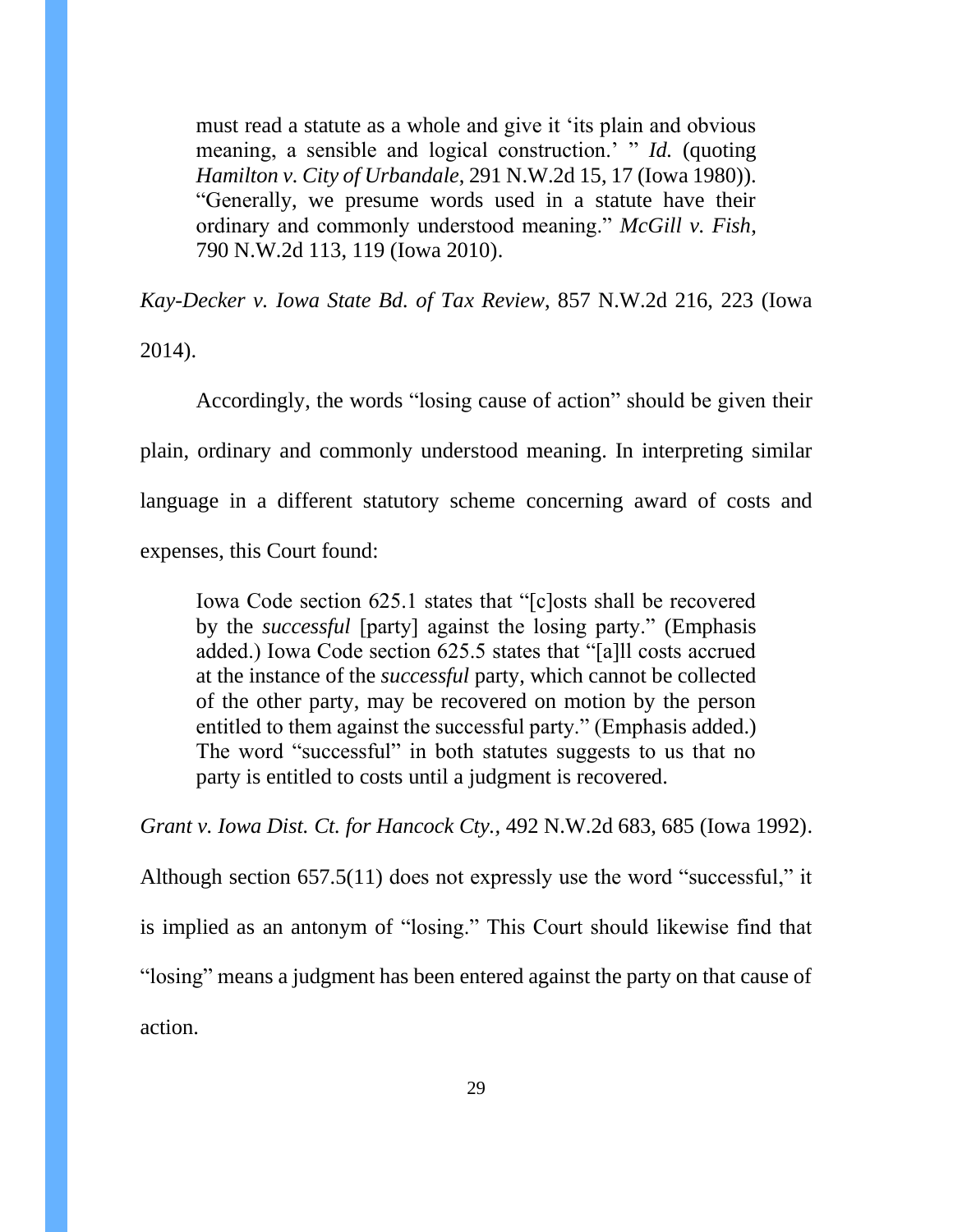> must read a statute as a whole and give it 'its plain and obvious meaning, a sensible and logical construction.' " *Id.* (quoting *Hamilton v. City of Urbandale*, 291 N.W.2d 15, 17 (Iowa 1980)). "Generally, we presume words used in a statute have their ordinary and commonly understood meaning." *McGill v. Fish*, 790 N.W.2d 113, 119 (Iowa 2010).

*Kay-Decker v. Iowa State Bd. of Tax Review*, 857 N.W.2d 216, 223 (Iowa 2014).

Accordingly, the words "losing cause of action" should be given their plain, ordinary and commonly understood meaning. In interpreting similar language in a different statutory scheme concerning award of costs and expenses, this Court found:

> Iowa Code section 625.1 states that "[c]osts shall be recovered by the *successful* [party] against the losing party." (Emphasis added.) Iowa Code section 625.5 states that "[a]ll costs accrued at the instance of the *successful* party, which cannot be collected of the other party, may be recovered on motion by the person entitled to them against the successful party." (Emphasis added.) The word "successful" in both statutes suggests to us that no party is entitled to costs until a judgment is recovered.

*Grant v. Iowa Dist. Ct. for Hancock Cty.,* 492 N.W.2d 683, 685 (Iowa 1992). Although section 657.5(11) does not expressly use the word "successful," it is implied as an antonym of "losing." This Court should likewise find that "losing" means a judgment has been entered against the party on that cause of action.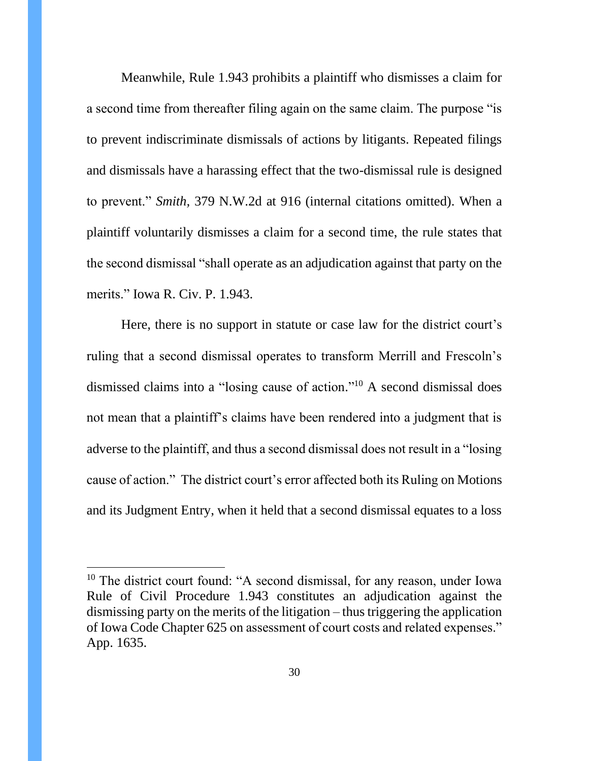Meanwhile, Rule 1.943 prohibits a plaintiff who dismisses a claim for a second time from thereafter filing again on the same claim. The purpose "is to prevent indiscriminate dismissals of actions by litigants. Repeated filings and dismissals have a harassing effect that the two-dismissal rule is designed to prevent." *Smith,* 379 N.W.2d at 916 (internal citations omitted). When a plaintiff voluntarily dismisses a claim for a second time, the rule states that the second dismissal "shall operate as an adjudication against that party on the merits." Iowa R. Civ. P. 1.943.

Here, there is no support in statute or case law for the district court's ruling that a second dismissal operates to transform Merrill and Frescoln's dismissed claims into a "losing cause of action."[10] A second dismissal does not mean that a plaintiff's claims have been rendered into a judgment that is adverse to the plaintiff, and thus a second dismissal does not result in a "losing cause of action." The district court's error affected both its Ruling on Motions and its Judgment Entry, when it held that a second dismissal equates to a loss

---

[10] The district court found: "A second dismissal, for any reason, under Iowa Rule of Civil Procedure 1.943 constitutes an adjudication against the dismissing party on the merits of the litigation – thus triggering the application of Iowa Code Chapter 625 on assessment of court costs and related expenses." App. 1635.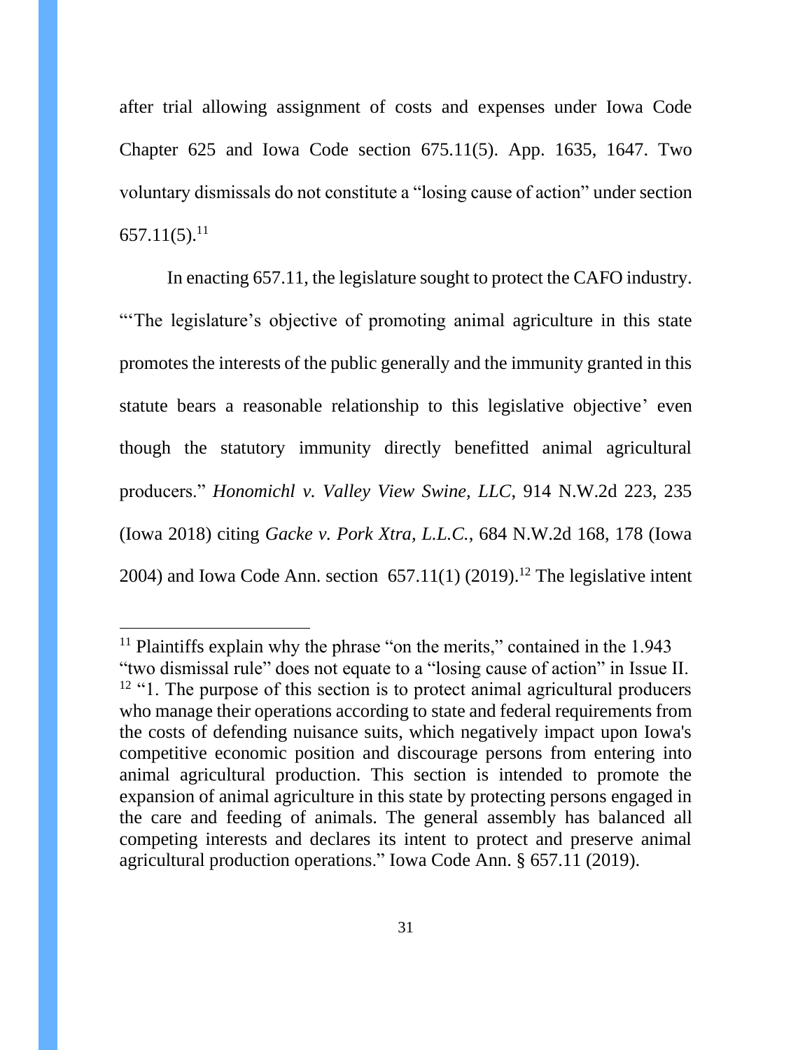after trial allowing assignment of costs and expenses under Iowa Code Chapter 625 and Iowa Code section 675.11(5). App. 1635, 1647. Two voluntary dismissals do not constitute a "losing cause of action" under section 657.11(5).[11]

In enacting 657.11, the legislature sought to protect the CAFO industry. "'The legislature's objective of promoting animal agriculture in this state promotes the interests of the public generally and the immunity granted in this statute bears a reasonable relationship to this legislative objective' even though the statutory immunity directly benefitted animal agricultural producers." *Honomichl v. Valley View Swine, LLC*, 914 N.W.2d 223, 235 (Iowa 2018) citing *Gacke v. Pork Xtra, L.L.C.*, 684 N.W.2d 168, 178 (Iowa 2004) and Iowa Code Ann. section 657.11(1) (2019).[12] The legislative intent

---

[11] Plaintiffs explain why the phrase "on the merits," contained in the 1.943 "two dismissal rule" does not equate to a "losing cause of action" in Issue II.

[12] "1. The purpose of this section is to protect animal agricultural producers who manage their operations according to state and federal requirements from the costs of defending nuisance suits, which negatively impact upon Iowa's competitive economic position and discourage persons from entering into animal agricultural production. This section is intended to promote the expansion of animal agriculture in this state by protecting persons engaged in the care and feeding of animals. The general assembly has balanced all competing interests and declares its intent to protect and preserve animal agricultural production operations." Iowa Code Ann. § 657.11 (2019).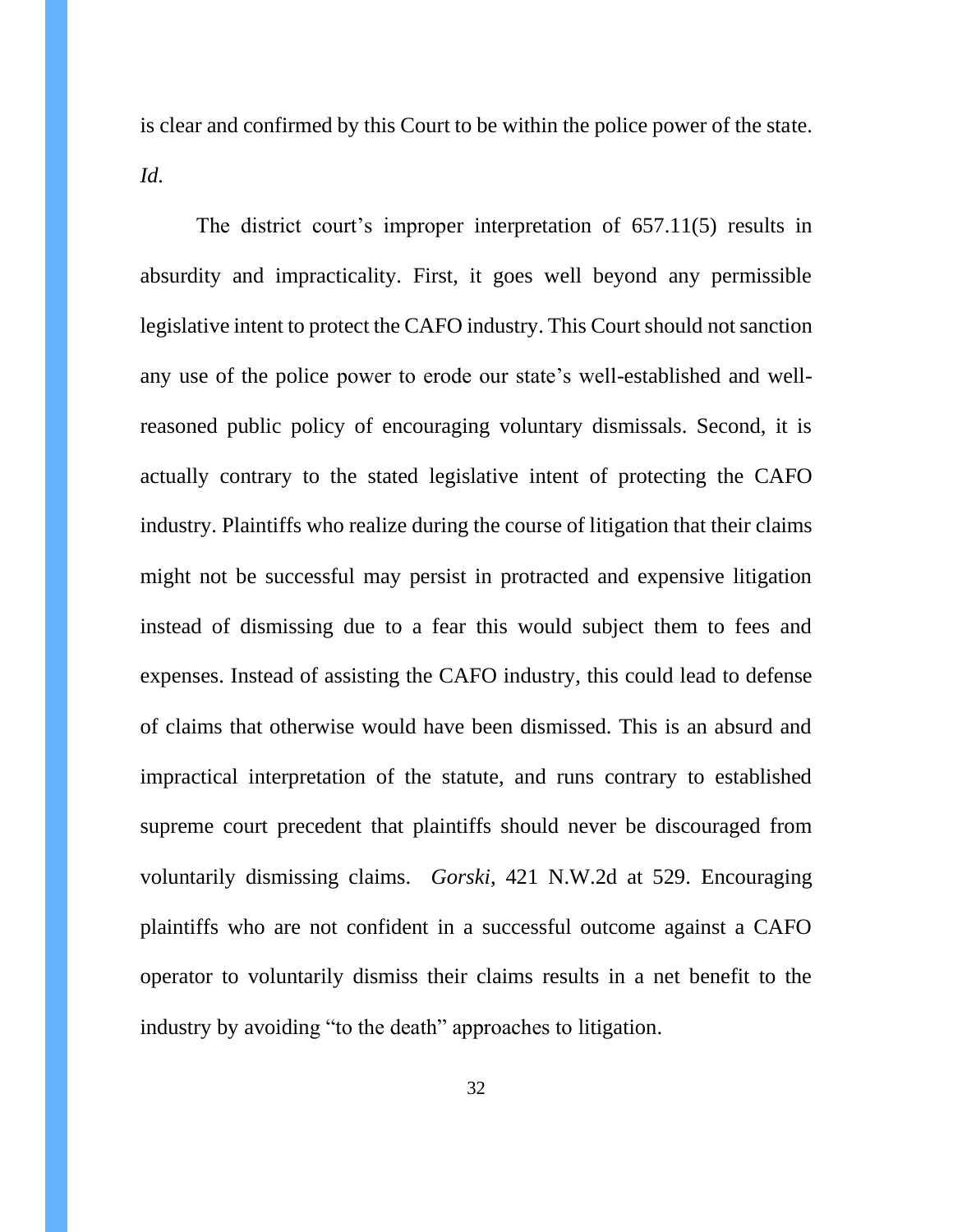is clear and confirmed by this Court to be within the police power of the state. *Id.*

The district court's improper interpretation of 657.11(5) results in absurdity and impracticality. First, it goes well beyond any permissible legislative intent to protect the CAFO industry. This Court should not sanction any use of the police power to erode our state's well-established and well-reasoned public policy of encouraging voluntary dismissals. Second, it is actually contrary to the stated legislative intent of protecting the CAFO industry. Plaintiffs who realize during the course of litigation that their claims might not be successful may persist in protracted and expensive litigation instead of dismissing due to a fear this would subject them to fees and expenses. Instead of assisting the CAFO industry, this could lead to defense of claims that otherwise would have been dismissed. This is an absurd and impractical interpretation of the statute, and runs contrary to established supreme court precedent that plaintiffs should never be discouraged from voluntarily dismissing claims. *Gorski*, 421 N.W.2d at 529. Encouraging plaintiffs who are not confident in a successful outcome against a CAFO operator to voluntarily dismiss their claims results in a net benefit to the industry by avoiding "to the death" approaches to litigation.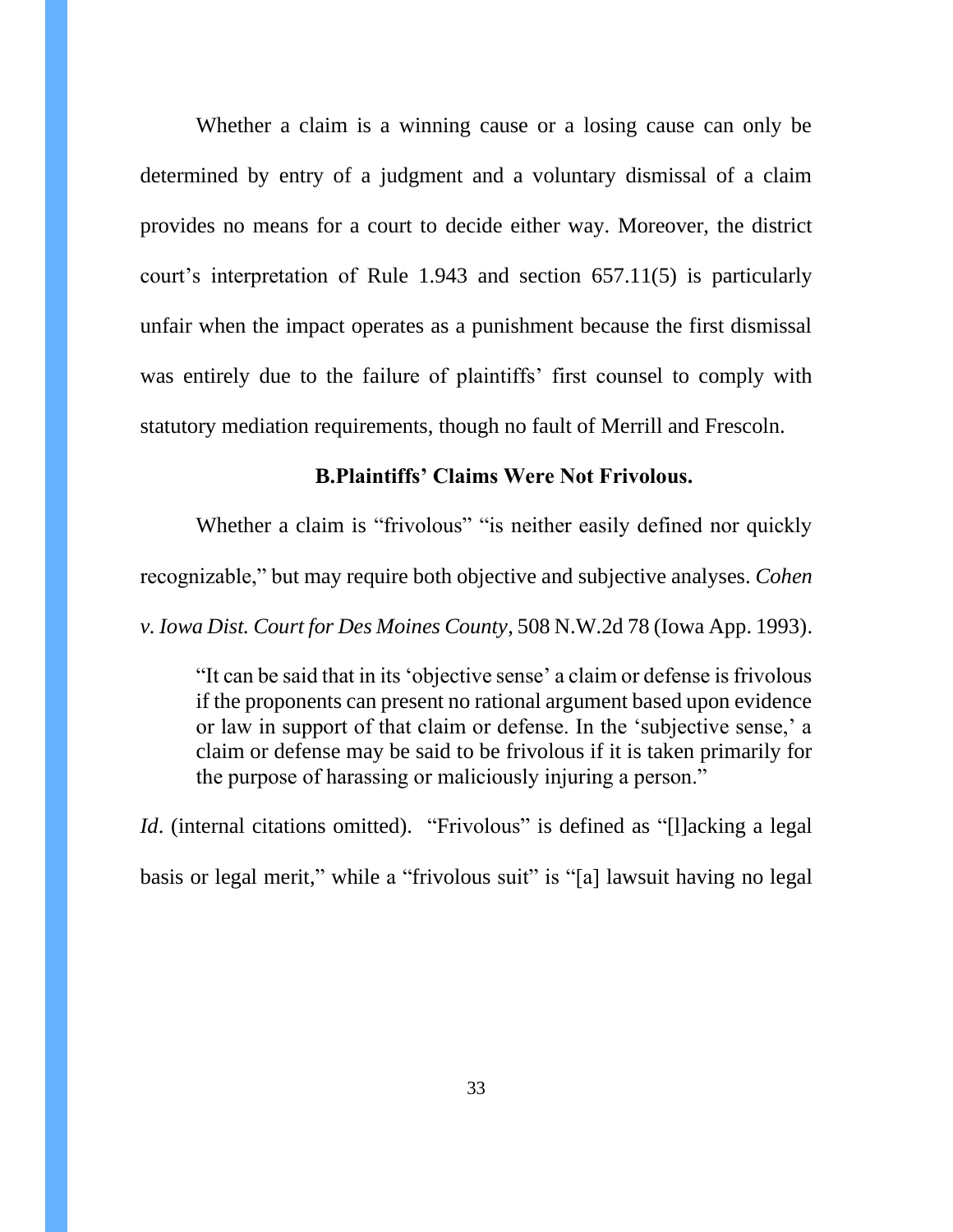Whether a claim is a winning cause or a losing cause can only be determined by entry of a judgment and a voluntary dismissal of a claim provides no means for a court to decide either way. Moreover, the district court's interpretation of Rule 1.943 and section 657.11(5) is particularly unfair when the impact operates as a punishment because the first dismissal was entirely due to the failure of plaintiffs' first counsel to comply with statutory mediation requirements, though no fault of Merrill and Frescoln.

### B. Plaintiffs' Claims Were Not Frivolous.

Whether a claim is "frivolous" "is neither easily defined nor quickly recognizable," but may require both objective and subjective analyses. *Cohen v. Iowa Dist. Court for Des Moines County*, 508 N.W.2d 78 (Iowa App. 1993).

> "It can be said that in its 'objective sense' a claim or defense is frivolous if the proponents can present no rational argument based upon evidence or law in support of that claim or defense. In the 'subjective sense,' a claim or defense may be said to be frivolous if it is taken primarily for the purpose of harassing or maliciously injuring a person."

*Id*. (internal citations omitted). "Frivolous" is defined as "[l]acking a legal basis or legal merit," while a "frivolous suit" is "[a] lawsuit having no legal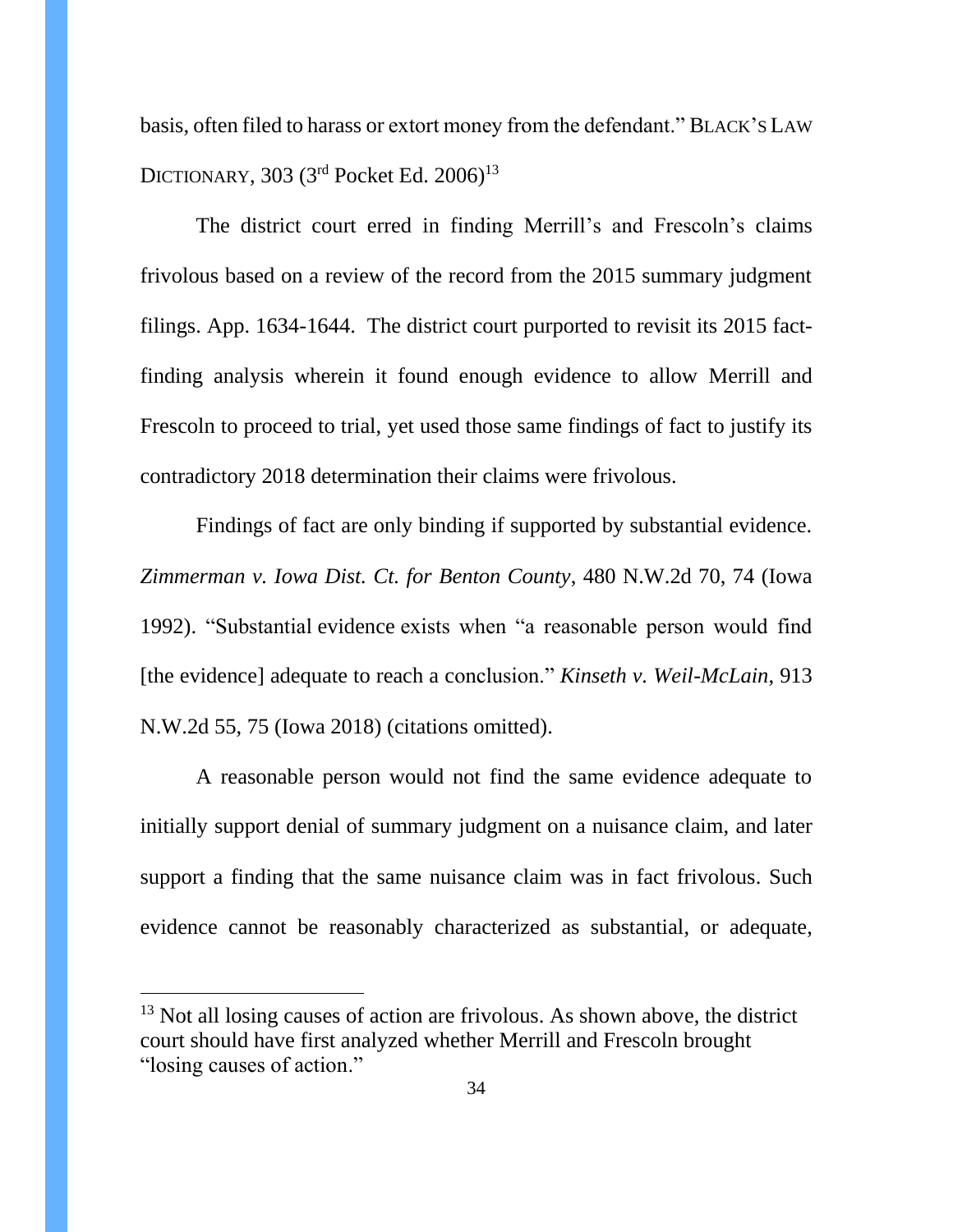basis, often filed to harass or extort money from the defendant." BLACK'S LAW DICTIONARY, 303 (3rd Pocket Ed. 2006)[13]

The district court erred in finding Merrill's and Frescoln's claims frivolous based on a review of the record from the 2015 summary judgment filings. App. 1634-1644. The district court purported to revisit its 2015 fact-finding analysis wherein it found enough evidence to allow Merrill and Frescoln to proceed to trial, yet used those same findings of fact to justify its contradictory 2018 determination their claims were frivolous.

Findings of fact are only binding if supported by substantial evidence. *Zimmerman v. Iowa Dist. Ct. for Benton County*, 480 N.W.2d 70, 74 (Iowa 1992). "Substantial evidence exists when "a reasonable person would find [the evidence] adequate to reach a conclusion." *Kinseth v. Weil-McLain*, 913 N.W.2d 55, 75 (Iowa 2018) (citations omitted).

A reasonable person would not find the same evidence adequate to initially support denial of summary judgment on a nuisance claim, and later support a finding that the same nuisance claim was in fact frivolous. Such evidence cannot be reasonably characterized as substantial, or adequate,

[13] Not all losing causes of action are frivolous. As shown above, the district court should have first analyzed whether Merrill and Frescoln brought "losing causes of action."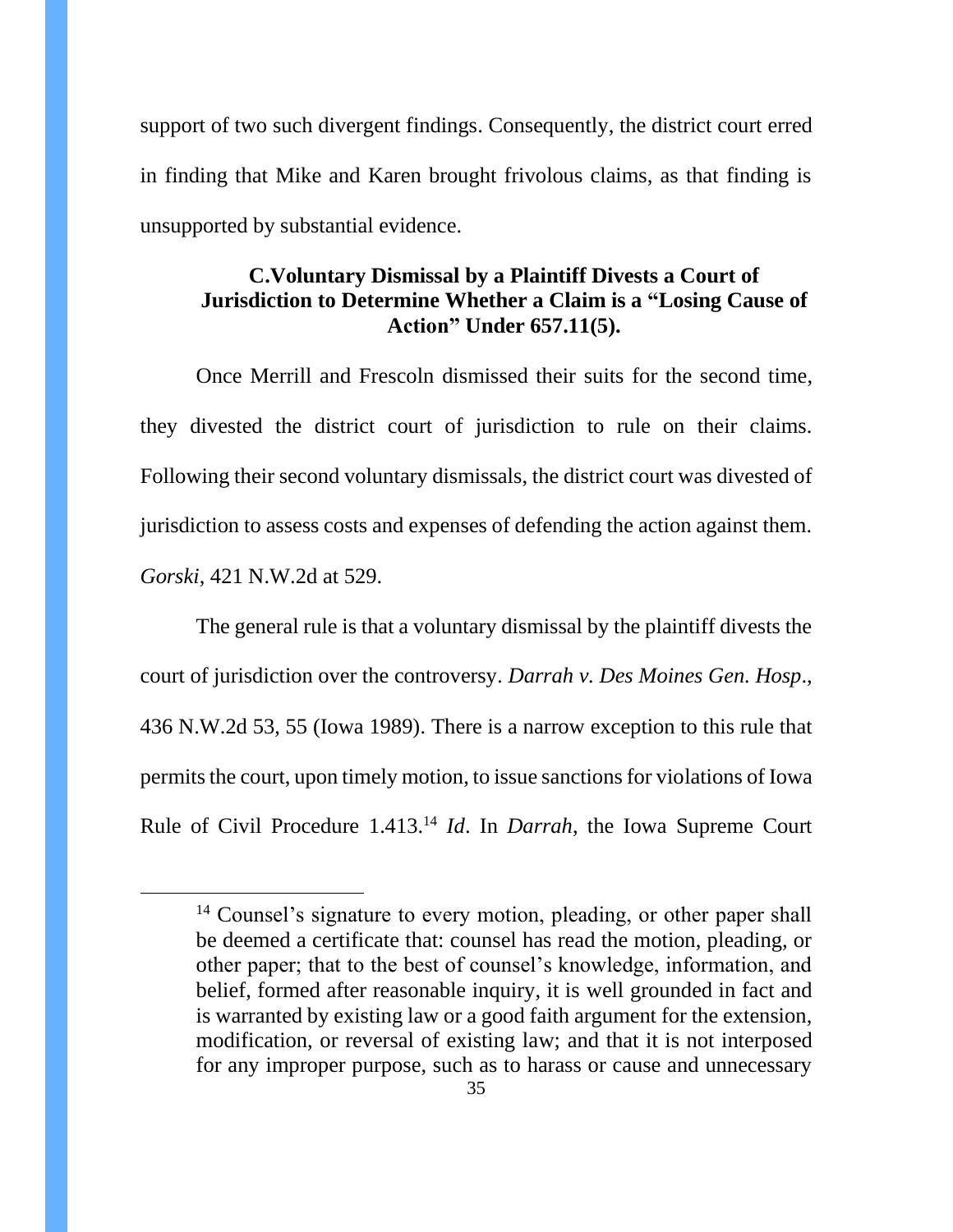support of two such divergent findings. Consequently, the district court erred in finding that Mike and Karen brought frivolous claims, as that finding is unsupported by substantial evidence.

### C. Voluntary Dismissal by a Plaintiff Divests a Court of Jurisdiction to Determine Whether a Claim is a "Losing Cause of Action" Under 657.11(5).

Once Merrill and Frescoln dismissed their suits for the second time, they divested the district court of jurisdiction to rule on their claims. Following their second voluntary dismissals, the district court was divested of jurisdiction to assess costs and expenses of defending the action against them. *Gorski*, 421 N.W.2d at 529.

The general rule is that a voluntary dismissal by the plaintiff divests the court of jurisdiction over the controversy. *Darrah v. Des Moines Gen. Hosp*., 436 N.W.2d 53, 55 (Iowa 1989). There is a narrow exception to this rule that permits the court, upon timely motion, to issue sanctions for violations of Iowa Rule of Civil Procedure 1.413.[14] *Id*. In *Darrah*, the Iowa Supreme Court

[14] Counsel's signature to every motion, pleading, or other paper shall be deemed a certificate that: counsel has read the motion, pleading, or other paper; that to the best of counsel's knowledge, information, and belief, formed after reasonable inquiry, it is well grounded in fact and is warranted by existing law or a good faith argument for the extension, modification, or reversal of existing law; and that it is not interposed for any improper purpose, such as to harass or cause and unnecessary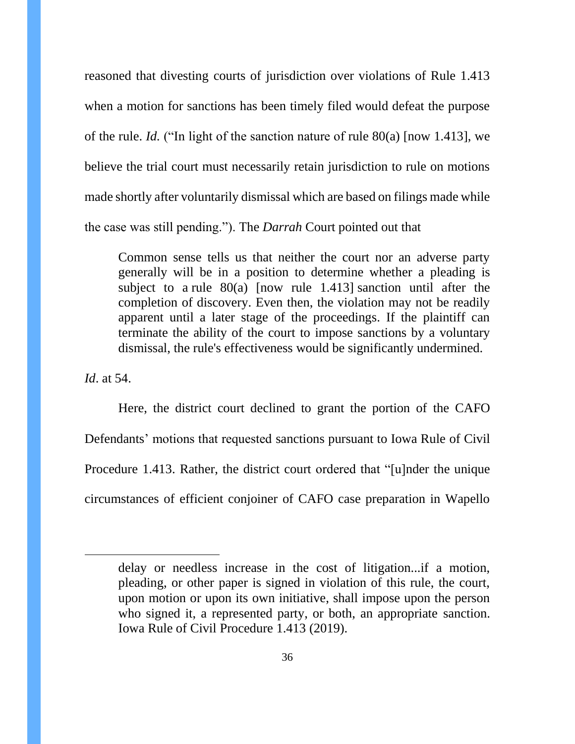reasoned that divesting courts of jurisdiction over violations of Rule 1.413 when a motion for sanctions has been timely filed would defeat the purpose of the rule. *Id.* ("In light of the sanction nature of rule 80(a) [now 1.413], we believe the trial court must necessarily retain jurisdiction to rule on motions made shortly after voluntarily dismissal which are based on filings made while the case was still pending."). The *Darrah* Court pointed out that

> Common sense tells us that neither the court nor an adverse party generally will be in a position to determine whether a pleading is subject to a rule 80(a) [now rule 1.413] sanction until after the completion of discovery. Even then, the violation may not be readily apparent until a later stage of the proceedings. If the plaintiff can terminate the ability of the court to impose sanctions by a voluntary dismissal, the rule's effectiveness would be significantly undermined.

*Id*. at 54.

Here, the district court declined to grant the portion of the CAFO Defendants' motions that requested sanctions pursuant to Iowa Rule of Civil Procedure 1.413. Rather, the district court ordered that "[u]nder the unique circumstances of efficient conjoiner of CAFO case preparation in Wapello

---

> delay or needless increase in the cost of litigation...if a motion, pleading, or other paper is signed in violation of this rule, the court, upon motion or upon its own initiative, shall impose upon the person who signed it, a represented party, or both, an appropriate sanction. Iowa Rule of Civil Procedure 1.413 (2019).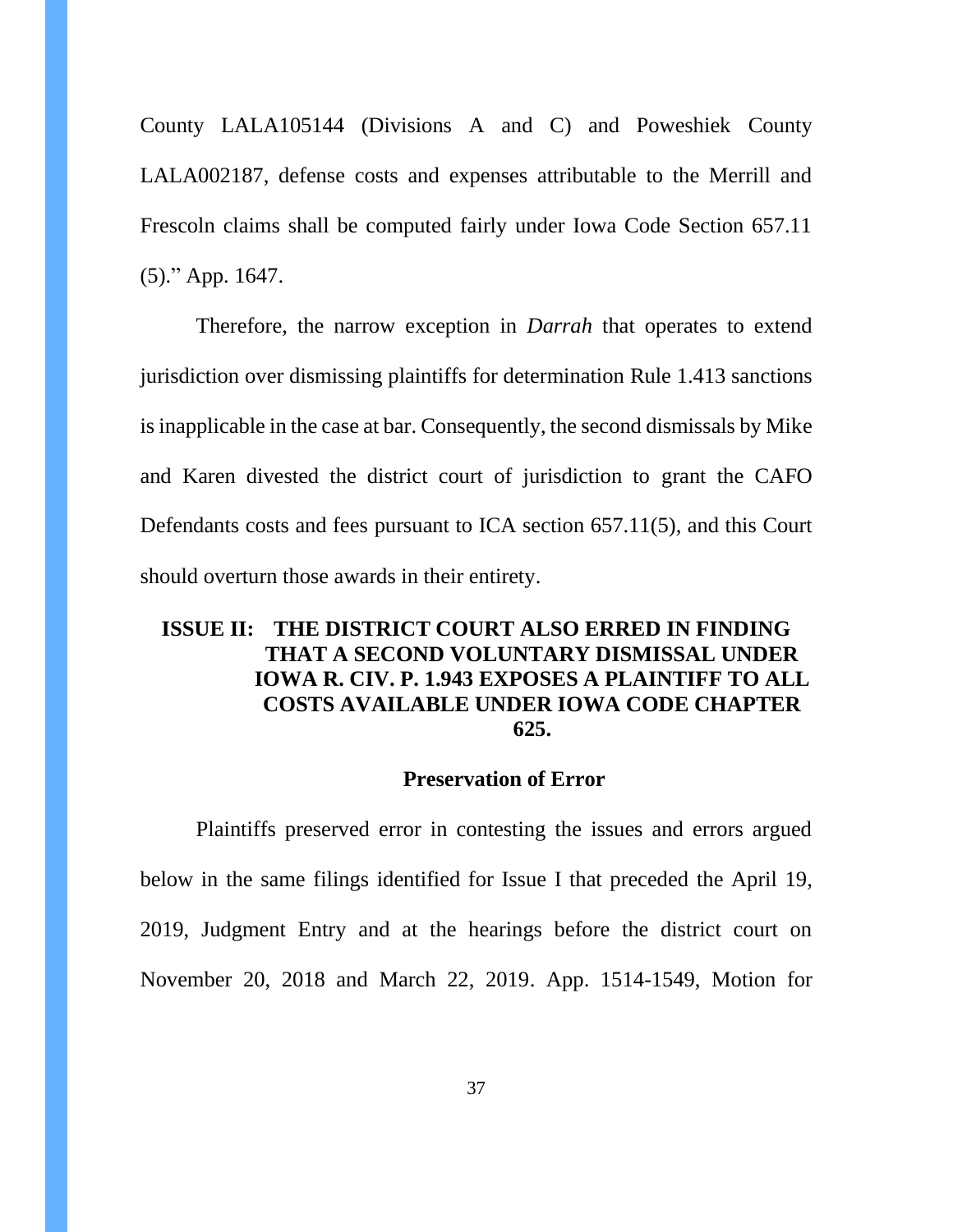County LALA105144 (Divisions A and C) and Poweshiek County LALA002187, defense costs and expenses attributable to the Merrill and Frescoln claims shall be computed fairly under Iowa Code Section 657.11 (5)." App. 1647.

Therefore, the narrow exception in *Darrah* that operates to extend jurisdiction over dismissing plaintiffs for determination Rule 1.413 sanctions is inapplicable in the case at bar. Consequently, the second dismissals by Mike and Karen divested the district court of jurisdiction to grant the CAFO Defendants costs and fees pursuant to ICA section 657.11(5), and this Court should overturn those awards in their entirety.

## ISSUE II: THE DISTRICT COURT ALSO ERRED IN FINDING THAT A SECOND VOLUNTARY DISMISSAL UNDER IOWA R. CIV. P. 1.943 EXPOSES A PLAINTIFF TO ALL COSTS AVAILABLE UNDER IOWA CODE CHAPTER 625.

### Preservation of Error

Plaintiffs preserved error in contesting the issues and errors argued below in the same filings identified for Issue I that preceded the April 19, 2019, Judgment Entry and at the hearings before the district court on November 20, 2018 and March 22, 2019. App. 1514-1549, Motion for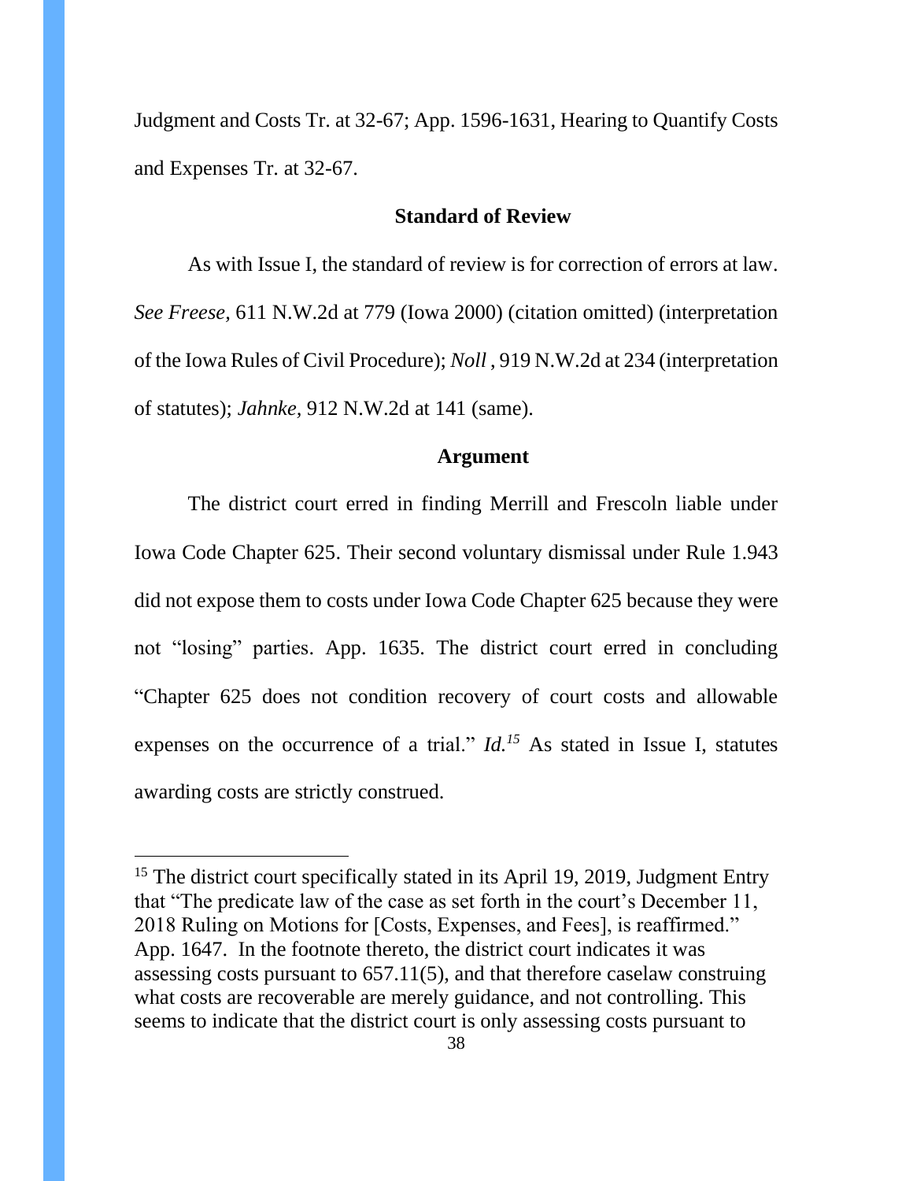Judgment and Costs Tr. at 32-67; App. 1596-1631, Hearing to Quantify Costs and Expenses Tr. at 32-67.

### Standard of Review

As with Issue I, the standard of review is for correction of errors at law. *See Freese*, 611 N.W.2d at 779 (Iowa 2000) (citation omitted) (interpretation of the Iowa Rules of Civil Procedure); *Noll* , 919 N.W.2d at 234 (interpretation of statutes); *Jahnke*, 912 N.W.2d at 141 (same).

### Argument

The district court erred in finding Merrill and Frescoln liable under Iowa Code Chapter 625. Their second voluntary dismissal under Rule 1.943 did not expose them to costs under Iowa Code Chapter 625 because they were not "losing" parties. App. 1635. The district court erred in concluding "Chapter 625 does not condition recovery of court costs and allowable expenses on the occurrence of a trial." *Id.*[15] As stated in Issue I, statutes awarding costs are strictly construed.

---

[15] The district court specifically stated in its April 19, 2019, Judgment Entry that "The predicate law of the case as set forth in the court's December 11, 2018 Ruling on Motions for [Costs, Expenses, and Fees], is reaffirmed." App. 1647. In the footnote thereto, the district court indicates it was assessing costs pursuant to 657.11(5), and that therefore caselaw construing what costs are recoverable are merely guidance, and not controlling. This seems to indicate that the district court is only assessing costs pursuant to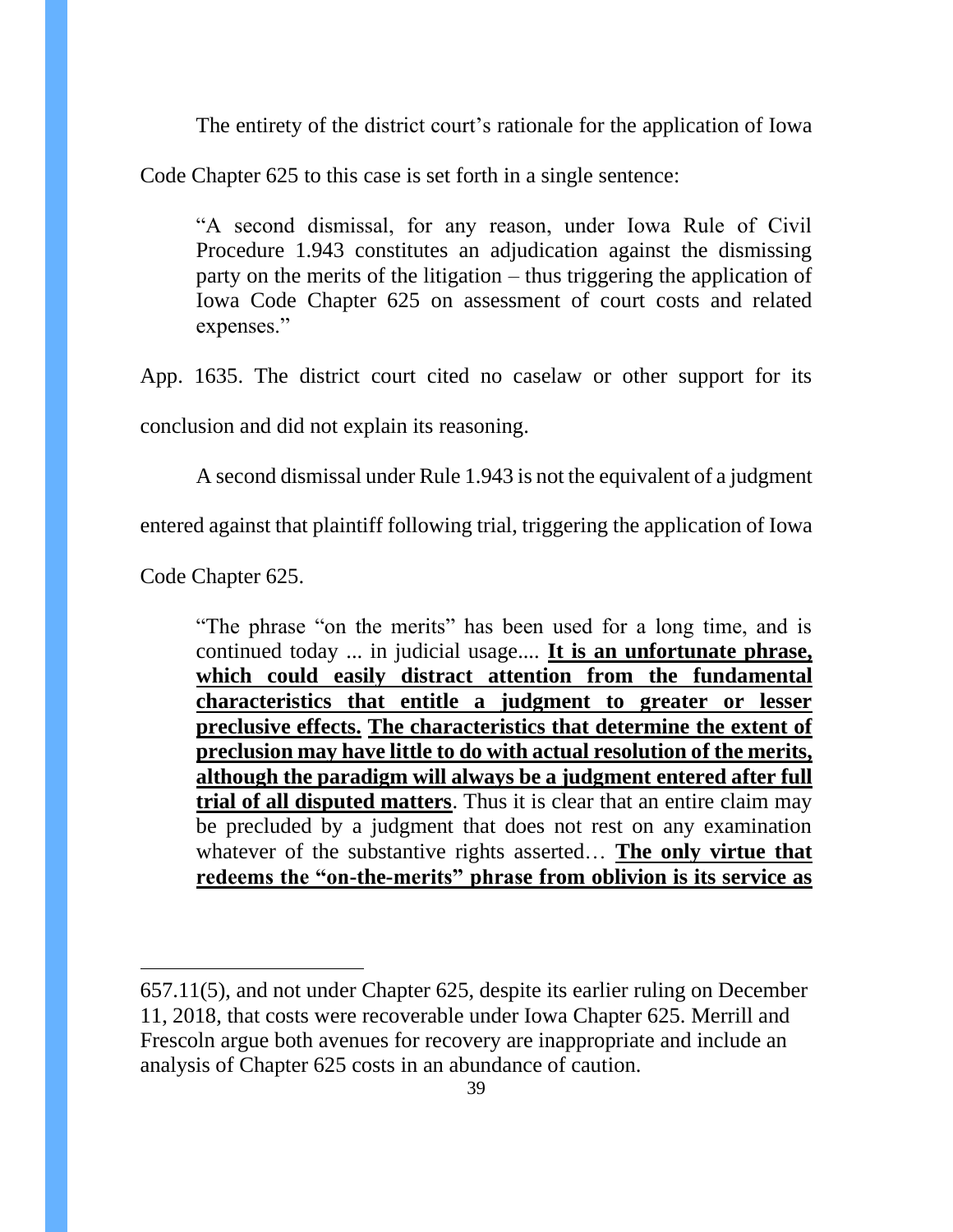The entirety of the district court's rationale for the application of Iowa Code Chapter 625 to this case is set forth in a single sentence:

> "A second dismissal, for any reason, under Iowa Rule of Civil Procedure 1.943 constitutes an adjudication against the dismissing party on the merits of the litigation – thus triggering the application of Iowa Code Chapter 625 on assessment of court costs and related expenses."

App. 1635. The district court cited no caselaw or other support for its conclusion and did not explain its reasoning.

A second dismissal under Rule 1.943 is not the equivalent of a judgment entered against that plaintiff following trial, triggering the application of Iowa Code Chapter 625.

> "The phrase "on the merits" has been used for a long time, and is continued today ... in judicial usage.... **<u>It is an unfortunate phrase, which could easily distract attention from the fundamental characteristics that entitle a judgment to greater or lesser preclusive effects.</u>** **<u>The characteristics that determine the extent of preclusion may have little to do with actual resolution of the merits, although the paradigm will always be a judgment entered after full trial of all disputed matters</u>**. Thus it is clear that an entire claim may be precluded by a judgment that does not rest on any examination whatever of the substantive rights asserted… **<u>The only virtue that redeems the "on-the-merits" phrase from oblivion is its service as</u>**

---

657.11(5), and not under Chapter 625, despite its earlier ruling on December 11, 2018, that costs were recoverable under Iowa Chapter 625. Merrill and Frescoln argue both avenues for recovery are inappropriate and include an analysis of Chapter 625 costs in an abundance of caution.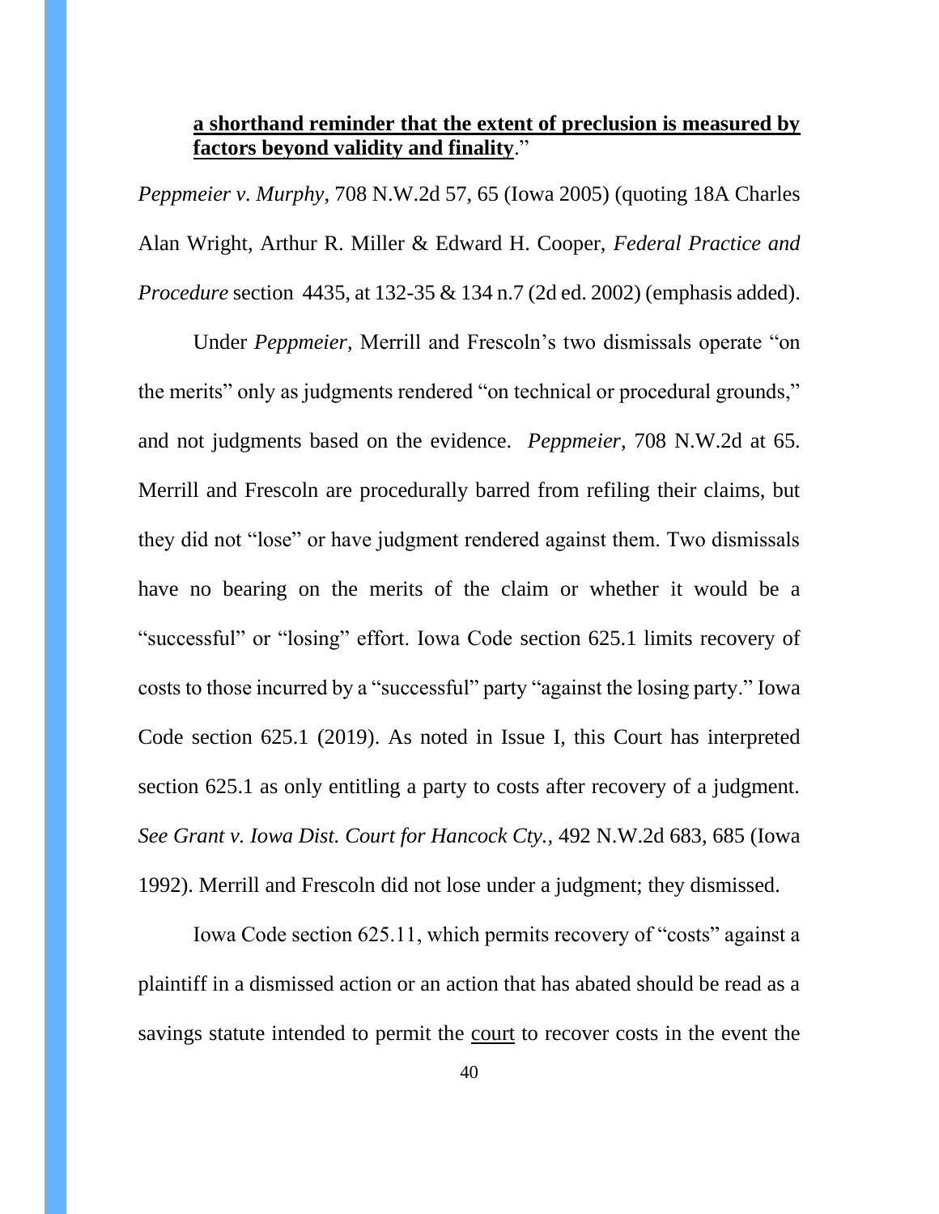**<u>a shorthand reminder that the extent of preclusion is measured by factors beyond validity and finality</u>**."

*Peppmeier v. Murphy*, 708 N.W.2d 57, 65 (Iowa 2005) (quoting 18A Charles Alan Wright, Arthur R. Miller & Edward H. Cooper, *Federal Practice and Procedure* section 4435, at 132-35 & 134 n.7 (2d ed. 2002) (emphasis added).

Under *Peppmeier*, Merrill and Frescoln's two dismissals operate "on the merits" only as judgments rendered "on technical or procedural grounds," and not judgments based on the evidence. *Peppmeier*, 708 N.W.2d at 65. Merrill and Frescoln are procedurally barred from refiling their claims, but they did not "lose" or have judgment rendered against them. Two dismissals have no bearing on the merits of the claim or whether it would be a "successful" or "losing" effort. Iowa Code section 625.1 limits recovery of costs to those incurred by a "successful" party "against the losing party." Iowa Code section 625.1 (2019). As noted in Issue I, this Court has interpreted section 625.1 as only entitling a party to costs after recovery of a judgment. *See Grant v. Iowa Dist. Court for Hancock Cty.*, 492 N.W.2d 683, 685 (Iowa 1992). Merrill and Frescoln did not lose under a judgment; they dismissed.

Iowa Code section 625.11, which permits recovery of "costs" against a plaintiff in a dismissed action or an action that has abated should be read as a savings statute intended to permit the <u>court</u> to recover costs in the event the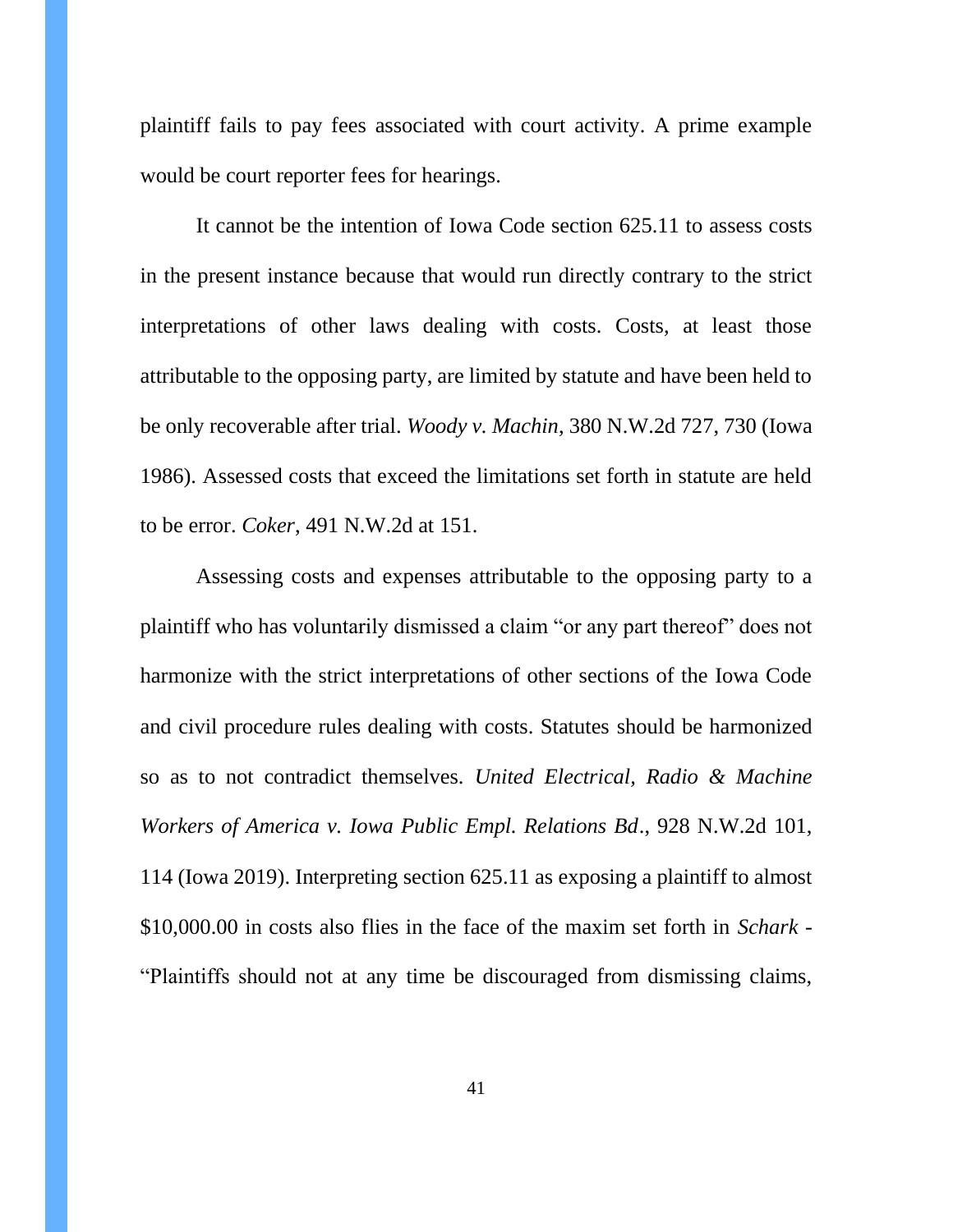plaintiff fails to pay fees associated with court activity. A prime example would be court reporter fees for hearings.

It cannot be the intention of Iowa Code section 625.11 to assess costs in the present instance because that would run directly contrary to the strict interpretations of other laws dealing with costs. Costs, at least those attributable to the opposing party, are limited by statute and have been held to be only recoverable after trial. *Woody v. Machin*, 380 N.W.2d 727, 730 (Iowa 1986). Assessed costs that exceed the limitations set forth in statute are held to be error. *Coker*, 491 N.W.2d at 151.

Assessing costs and expenses attributable to the opposing party to a plaintiff who has voluntarily dismissed a claim "or any part thereof" does not harmonize with the strict interpretations of other sections of the Iowa Code and civil procedure rules dealing with costs. Statutes should be harmonized so as to not contradict themselves. *United Electrical, Radio & Machine Workers of America v. Iowa Public Empl. Relations Bd*., 928 N.W.2d 101, 114 (Iowa 2019). Interpreting section 625.11 as exposing a plaintiff to almost $10,000.00 in costs also flies in the face of the maxim set forth in *Schark* - "Plaintiffs should not at any time be discouraged from dismissing claims,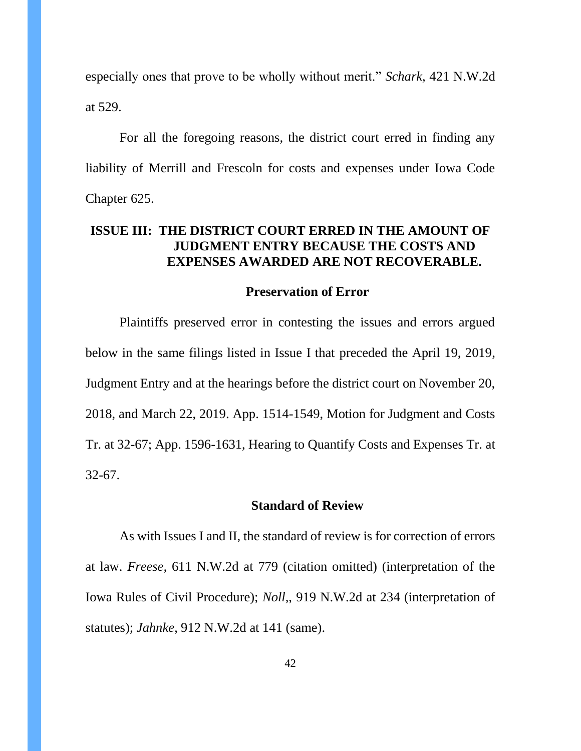especially ones that prove to be wholly without merit." *Schark,* 421 N.W.2d at 529.

For all the foregoing reasons, the district court erred in finding any liability of Merrill and Frescoln for costs and expenses under Iowa Code Chapter 625.

## ISSUE III: THE DISTRICT COURT ERRED IN THE AMOUNT OF JUDGMENT ENTRY BECAUSE THE COSTS AND EXPENSES AWARDED ARE NOT RECOVERABLE.

### Preservation of Error

Plaintiffs preserved error in contesting the issues and errors argued below in the same filings listed in Issue I that preceded the April 19, 2019, Judgment Entry and at the hearings before the district court on November 20, 2018, and March 22, 2019. App. 1514-1549, Motion for Judgment and Costs Tr. at 32-67; App. 1596-1631, Hearing to Quantify Costs and Expenses Tr. at 32-67.

### Standard of Review

As with Issues I and II, the standard of review is for correction of errors at law. *Freese,* 611 N.W.2d at 779 (citation omitted) (interpretation of the Iowa Rules of Civil Procedure); *Noll,*, 919 N.W.2d at 234 (interpretation of statutes); *Jahnke*, 912 N.W.2d at 141 (same).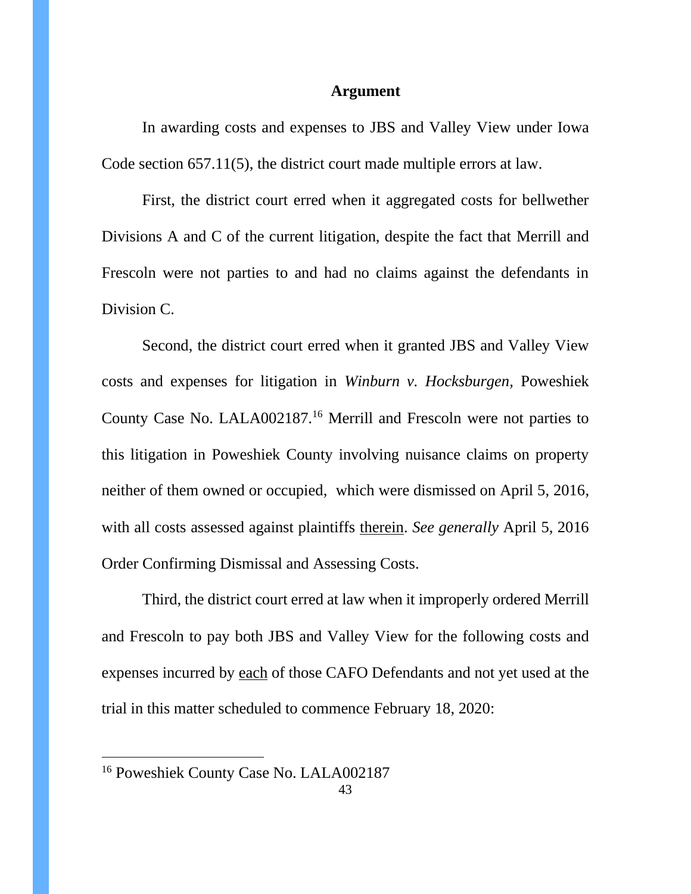**Argument**

In awarding costs and expenses to JBS and Valley View under Iowa Code section 657.11(5), the district court made multiple errors at law.

First, the district court erred when it aggregated costs for bellwether Divisions A and C of the current litigation, despite the fact that Merrill and Frescoln were not parties to and had no claims against the defendants in Division C.

Second, the district court erred when it granted JBS and Valley View costs and expenses for litigation in *Winburn v. Hocksburgen,* Poweshiek County Case No. LALA002187.[16] Merrill and Frescoln were not parties to this litigation in Poweshiek County involving nuisance claims on property neither of them owned or occupied, which were dismissed on April 5, 2016, with all costs assessed against plaintiffs <u>therein</u>. *See generally* April 5, 2016 Order Confirming Dismissal and Assessing Costs.

Third, the district court erred at law when it improperly ordered Merrill and Frescoln to pay both JBS and Valley View for the following costs and expenses incurred by <u>each</u> of those CAFO Defendants and not yet used at the trial in this matter scheduled to commence February 18, 2020:

[16] Poweshiek County Case No. LALA002187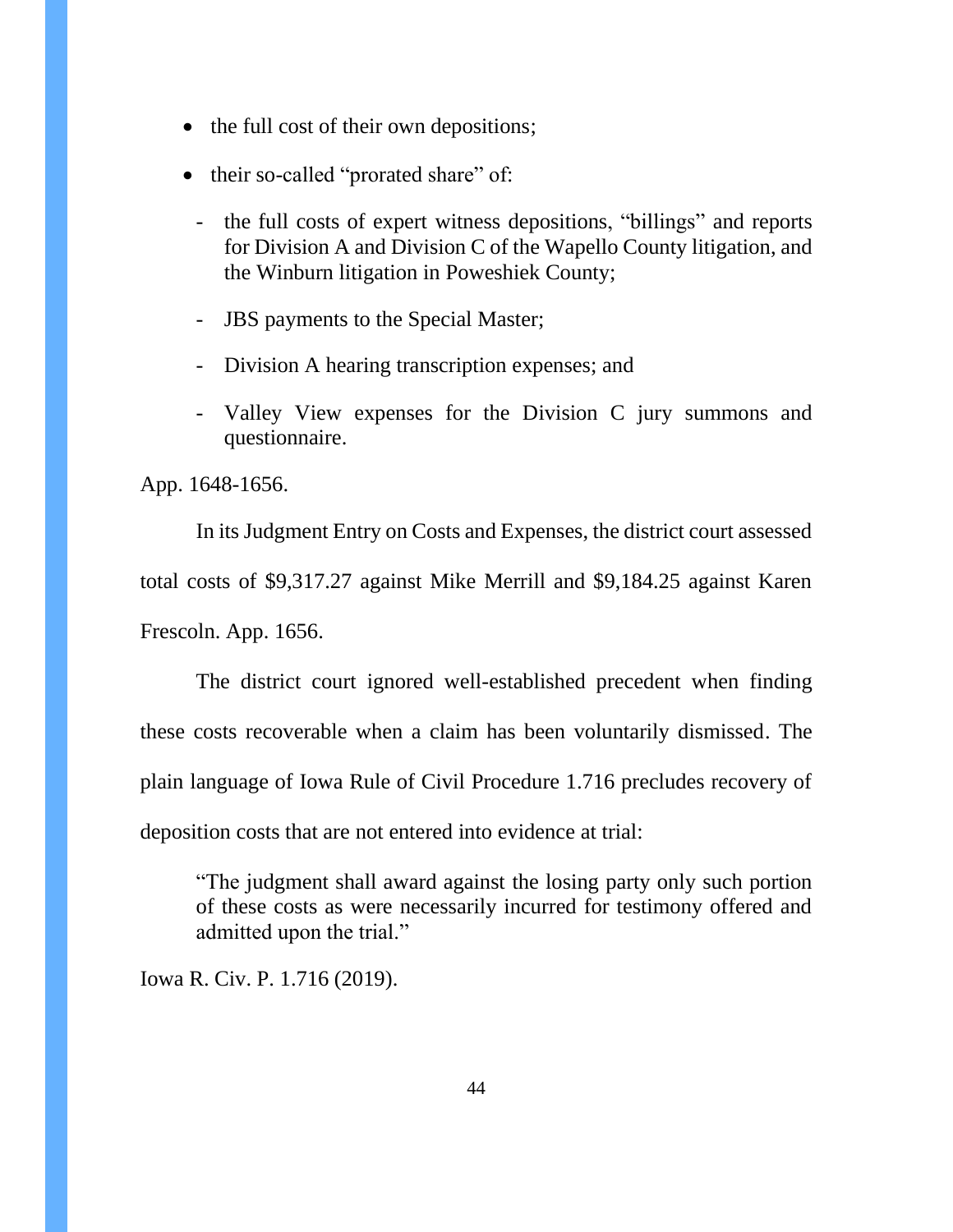- the full cost of their own depositions;
- their so-called "prorated share" of:
  - the full costs of expert witness depositions, "billings" and reports for Division A and Division C of the Wapello County litigation, and the Winburn litigation in Poweshiek County;
  - JBS payments to the Special Master;
  - Division A hearing transcription expenses; and
  - Valley View expenses for the Division C jury summons and questionnaire.

App. 1648-1656.

In its Judgment Entry on Costs and Expenses, the district court assessed total costs of $9,317.27 against Mike Merrill and $9,184.25 against Karen Frescoln. App. 1656.

The district court ignored well-established precedent when finding these costs recoverable when a claim has been voluntarily dismissed. The plain language of Iowa Rule of Civil Procedure 1.716 precludes recovery of deposition costs that are not entered into evidence at trial:

> "The judgment shall award against the losing party only such portion of these costs as were necessarily incurred for testimony offered and admitted upon the trial."

Iowa R. Civ. P. 1.716 (2019).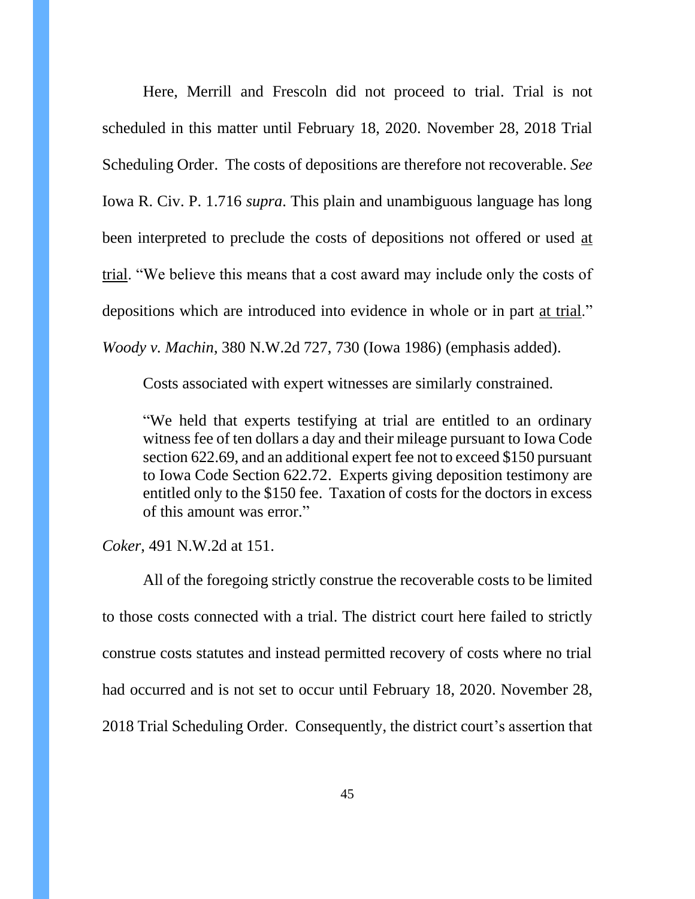Here, Merrill and Frescoln did not proceed to trial. Trial is not scheduled in this matter until February 18, 2020. November 28, 2018 Trial Scheduling Order. The costs of depositions are therefore not recoverable. *See* Iowa R. Civ. P. 1.716 *supra*. This plain and unambiguous language has long been interpreted to preclude the costs of depositions not offered or used <u>at trial</u>. "We believe this means that a cost award may include only the costs of depositions which are introduced into evidence in whole or in part <u>at trial</u>." *Woody v. Machin*, 380 N.W.2d 727, 730 (Iowa 1986) (emphasis added).

Costs associated with expert witnesses are similarly constrained.

> "We held that experts testifying at trial are entitled to an ordinary witness fee of ten dollars a day and their mileage pursuant to Iowa Code section 622.69, and an additional expert fee not to exceed $150 pursuant to Iowa Code Section 622.72. Experts giving deposition testimony are entitled only to the $150 fee. Taxation of costs for the doctors in excess of this amount was error."

*Coker*, 491 N.W.2d at 151.

All of the foregoing strictly construe the recoverable costs to be limited to those costs connected with a trial. The district court here failed to strictly construe costs statutes and instead permitted recovery of costs where no trial had occurred and is not set to occur until February 18, 2020. November 28, 2018 Trial Scheduling Order. Consequently, the district court's assertion that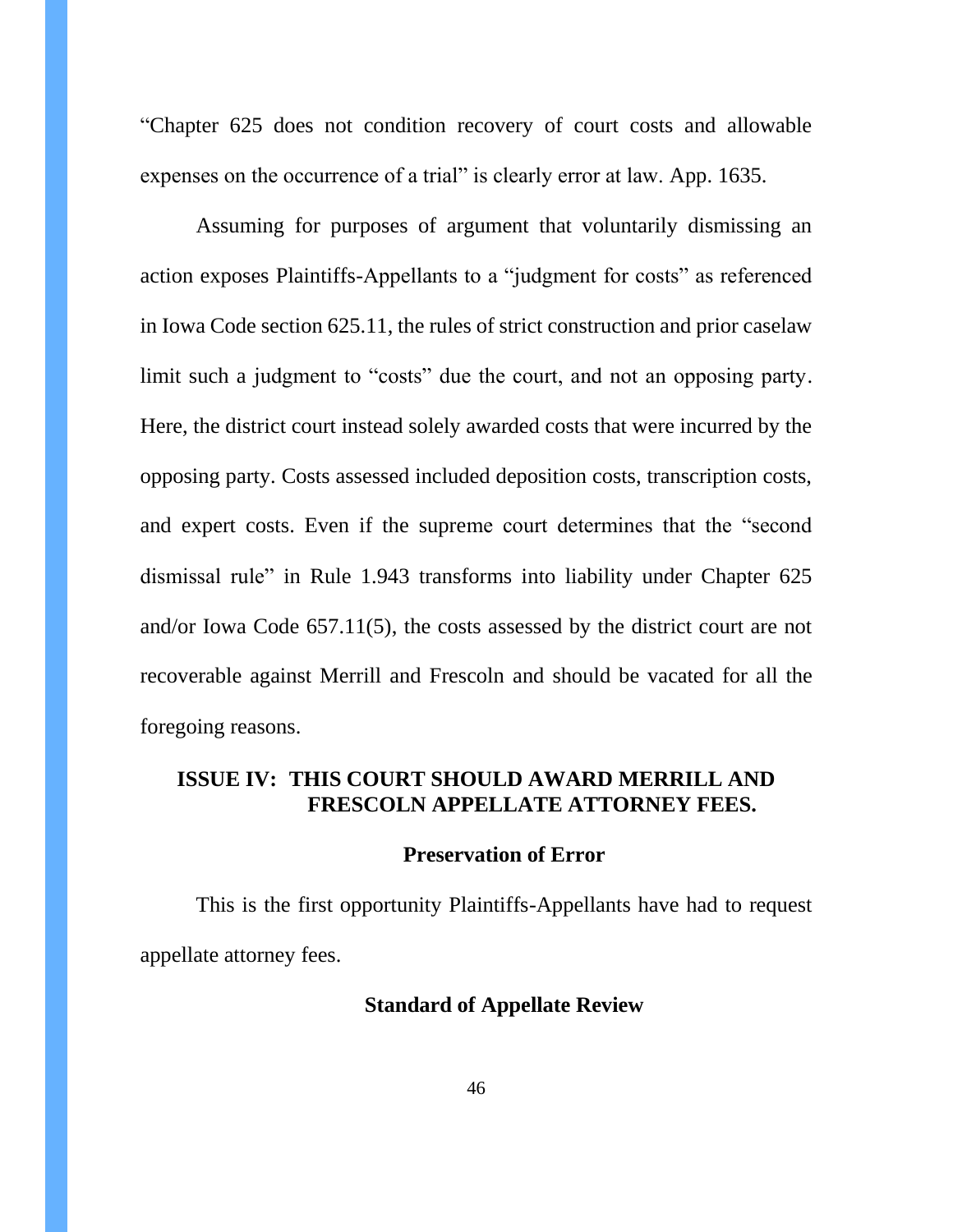"Chapter 625 does not condition recovery of court costs and allowable expenses on the occurrence of a trial" is clearly error at law. App. 1635.

Assuming for purposes of argument that voluntarily dismissing an action exposes Plaintiffs-Appellants to a "judgment for costs" as referenced in Iowa Code section 625.11, the rules of strict construction and prior caselaw limit such a judgment to "costs" due the court, and not an opposing party. Here, the district court instead solely awarded costs that were incurred by the opposing party. Costs assessed included deposition costs, transcription costs, and expert costs. Even if the supreme court determines that the "second dismissal rule" in Rule 1.943 transforms into liability under Chapter 625 and/or Iowa Code 657.11(5), the costs assessed by the district court are not recoverable against Merrill and Frescoln and should be vacated for all the foregoing reasons.

## ISSUE IV: THIS COURT SHOULD AWARD MERRILL AND FRESCOLN APPELLATE ATTORNEY FEES.

### Preservation of Error

This is the first opportunity Plaintiffs-Appellants have had to request appellate attorney fees.

### Standard of Appellate Review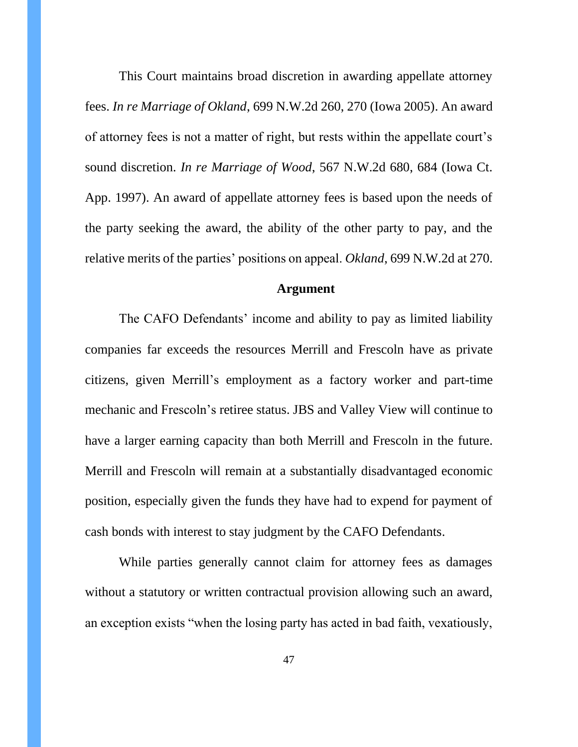This Court maintains broad discretion in awarding appellate attorney fees. *In re Marriage of Okland*, 699 N.W.2d 260, 270 (Iowa 2005). An award of attorney fees is not a matter of right, but rests within the appellate court's sound discretion. *In re Marriage of Wood*, 567 N.W.2d 680, 684 (Iowa Ct. App. 1997). An award of appellate attorney fees is based upon the needs of the party seeking the award, the ability of the other party to pay, and the relative merits of the parties' positions on appeal. *Okland*, 699 N.W.2d at 270.

**Argument**

The CAFO Defendants' income and ability to pay as limited liability companies far exceeds the resources Merrill and Frescoln have as private citizens, given Merrill's employment as a factory worker and part-time mechanic and Frescoln's retiree status. JBS and Valley View will continue to have a larger earning capacity than both Merrill and Frescoln in the future. Merrill and Frescoln will remain at a substantially disadvantaged economic position, especially given the funds they have had to expend for payment of cash bonds with interest to stay judgment by the CAFO Defendants.

While parties generally cannot claim for attorney fees as damages without a statutory or written contractual provision allowing such an award, an exception exists "when the losing party has acted in bad faith, vexatiously,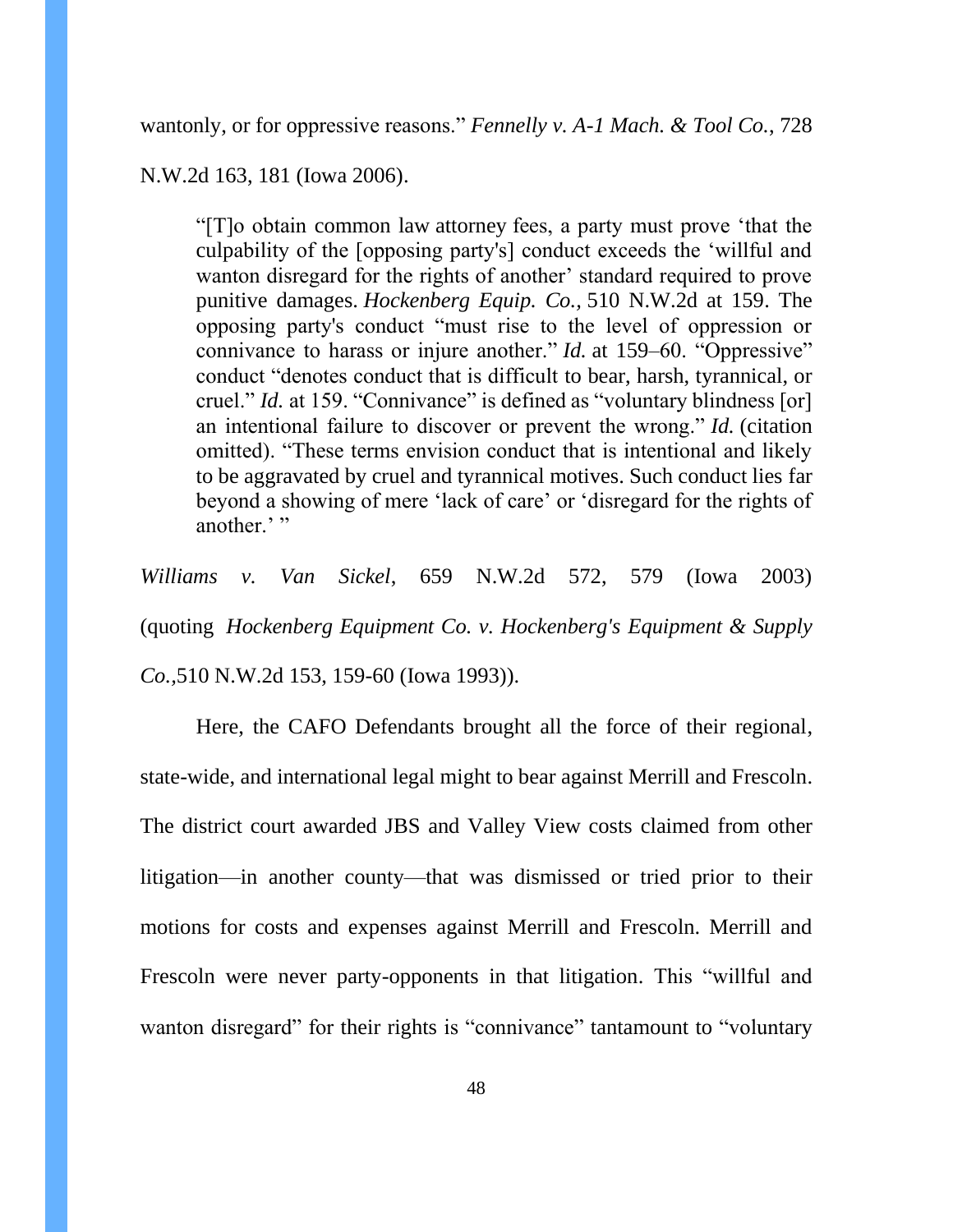wantonly, or for oppressive reasons." *Fennelly v. A-1 Mach. & Tool Co.*, 728 N.W.2d 163, 181 (Iowa 2006).

> "[T]o obtain common law attorney fees, a party must prove 'that the culpability of the [opposing party's] conduct exceeds the 'willful and wanton disregard for the rights of another' standard required to prove punitive damages. *Hockenberg Equip. Co.*, 510 N.W.2d at 159. The opposing party's conduct "must rise to the level of oppression or connivance to harass or injure another." *Id.* at 159–60. "Oppressive" conduct "denotes conduct that is difficult to bear, harsh, tyrannical, or cruel." *Id.* at 159. "Connivance" is defined as "voluntary blindness [or] an intentional failure to discover or prevent the wrong." *Id.* (citation omitted). "These terms envision conduct that is intentional and likely to be aggravated by cruel and tyrannical motives. Such conduct lies far beyond a showing of mere 'lack of care' or 'disregard for the rights of another.' "

*Williams v. Van Sickel*, 659 N.W.2d 572, 579 (Iowa 2003) (quoting *Hockenberg Equipment Co. v. Hockenberg's Equipment & Supply Co.*,510 N.W.2d 153, 159-60 (Iowa 1993)).

Here, the CAFO Defendants brought all the force of their regional, state-wide, and international legal might to bear against Merrill and Frescoln. The district court awarded JBS and Valley View costs claimed from other litigation—in another county—that was dismissed or tried prior to their motions for costs and expenses against Merrill and Frescoln. Merrill and Frescoln were never party-opponents in that litigation. This "willful and wanton disregard" for their rights is "connivance" tantamount to "voluntary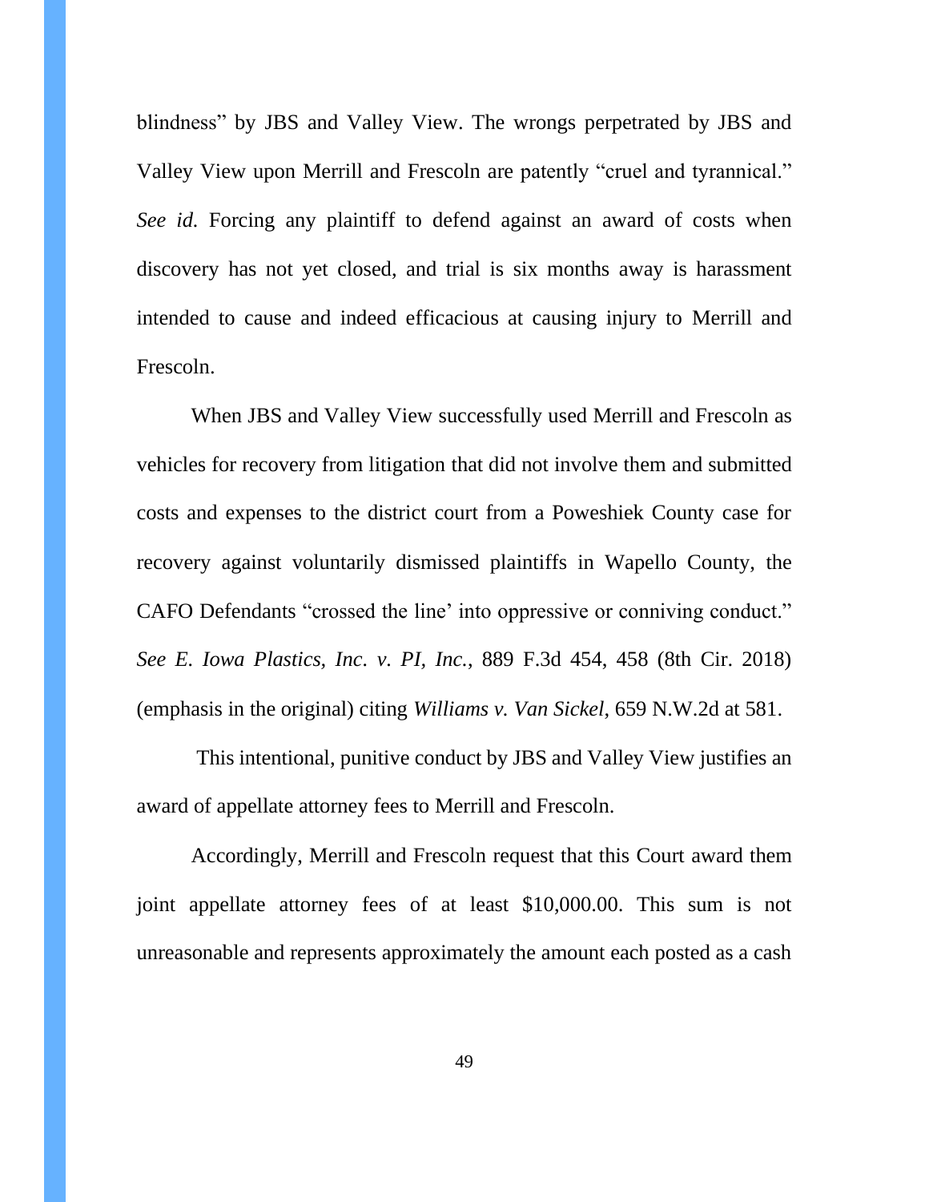blindness" by JBS and Valley View. The wrongs perpetrated by JBS and Valley View upon Merrill and Frescoln are patently "cruel and tyrannical." *See id.* Forcing any plaintiff to defend against an award of costs when discovery has not yet closed, and trial is six months away is harassment intended to cause and indeed efficacious at causing injury to Merrill and Frescoln.

When JBS and Valley View successfully used Merrill and Frescoln as vehicles for recovery from litigation that did not involve them and submitted costs and expenses to the district court from a Poweshiek County case for recovery against voluntarily dismissed plaintiffs in Wapello County, the CAFO Defendants "crossed the line' into oppressive or conniving conduct." *See E. Iowa Plastics, Inc. v. PI, Inc.*, 889 F.3d 454, 458 (8th Cir. 2018) (emphasis in the original) citing *Williams v. Van Sickel*, 659 N.W.2d at 581.

This intentional, punitive conduct by JBS and Valley View justifies an award of appellate attorney fees to Merrill and Frescoln.

Accordingly, Merrill and Frescoln request that this Court award them joint appellate attorney fees of at least $10,000.00. This sum is not unreasonable and represents approximately the amount each posted as a cash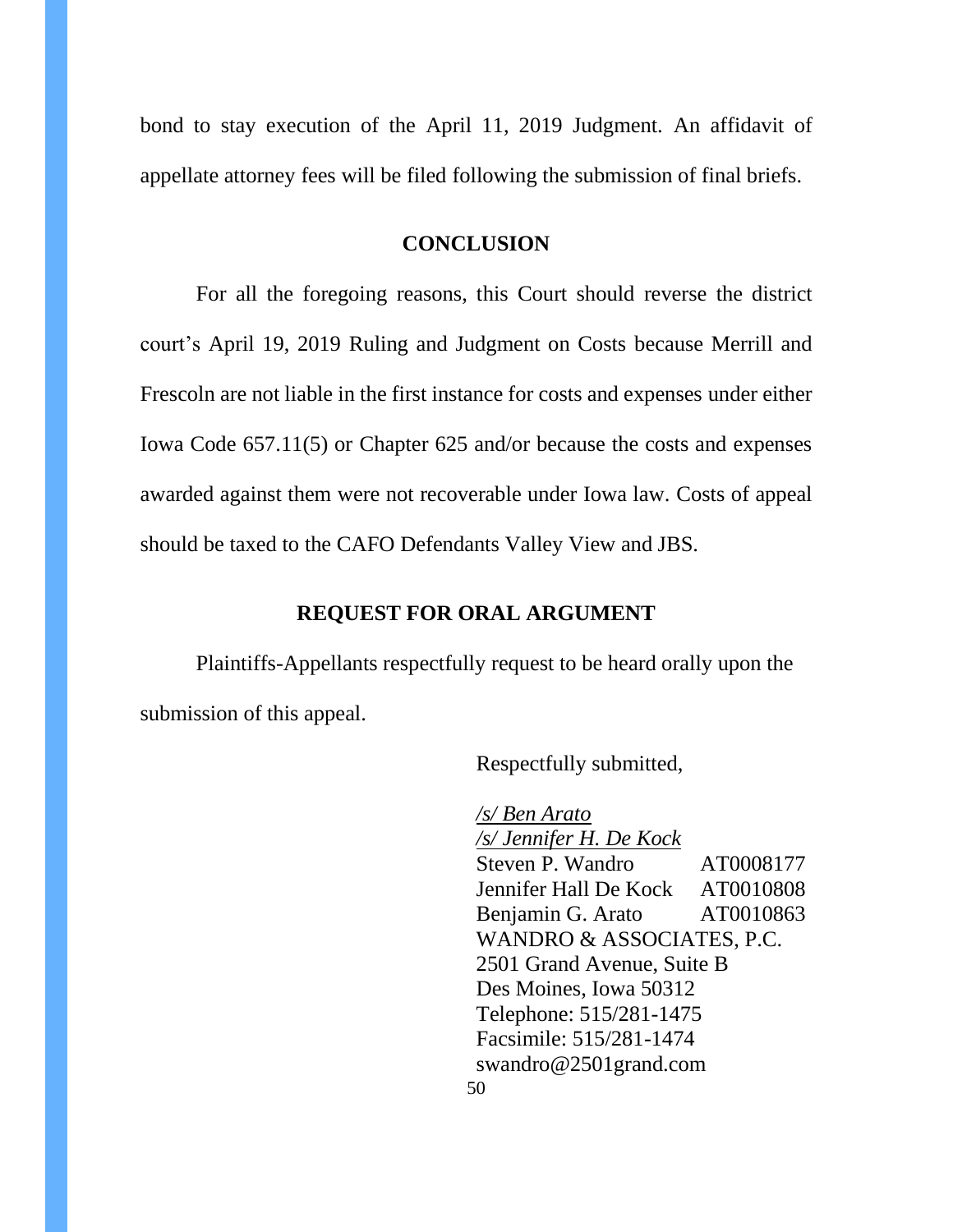bond to stay execution of the April 11, 2019 Judgment. An affidavit of appellate attorney fees will be filed following the submission of final briefs.

## CONCLUSION

For all the foregoing reasons, this Court should reverse the district court's April 19, 2019 Ruling and Judgment on Costs because Merrill and Frescoln are not liable in the first instance for costs and expenses under either Iowa Code 657.11(5) or Chapter 625 and/or because the costs and expenses awarded against them were not recoverable under Iowa law. Costs of appeal should be taxed to the CAFO Defendants Valley View and JBS.

## REQUEST FOR ORAL ARGUMENT

Plaintiffs-Appellants respectfully request to be heard orally upon the submission of this appeal.

Respectfully submitted,

*/s/ Ben Arato*
*/s/ Jennifer H. De Kock*
Steven P. Wandro AT0008177
Jennifer Hall De Kock AT0010808
Benjamin G. Arato AT0010863
WANDRO & ASSOCIATES, P.C.
2501 Grand Avenue, Suite B
Des Moines, Iowa 50312
Telephone: 515/281-1475
Facsimile: 515/281-1474
swandro@2501grand.com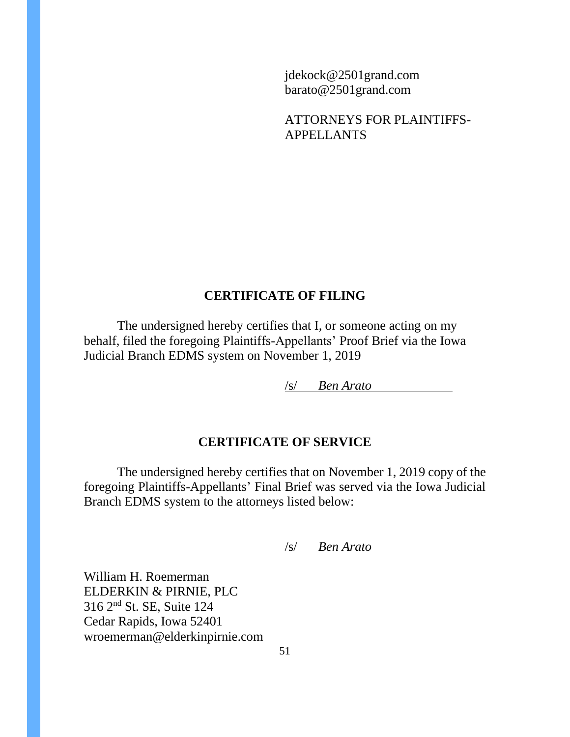jdekock@2501grand.com
barato@2501grand.com

ATTORNEYS FOR PLAINTIFFS-APPELLANTS

## CERTIFICATE OF FILING

The undersigned hereby certifies that I, or someone acting on my behalf, filed the foregoing Plaintiffs-Appellants' Proof Brief via the Iowa Judicial Branch EDMS system on November 1, 2019

/s/ *Ben Arato*

## CERTIFICATE OF SERVICE

The undersigned hereby certifies that on November 1, 2019 copy of the foregoing Plaintiffs-Appellants' Final Brief was served via the Iowa Judicial Branch EDMS system to the attorneys listed below:

/s/ *Ben Arato*

William H. Roemerman
ELDERKIN & PIRNIE, PLC
316 2nd St. SE, Suite 124
Cedar Rapids, Iowa 52401
wroemerman@elderkinpirnie.com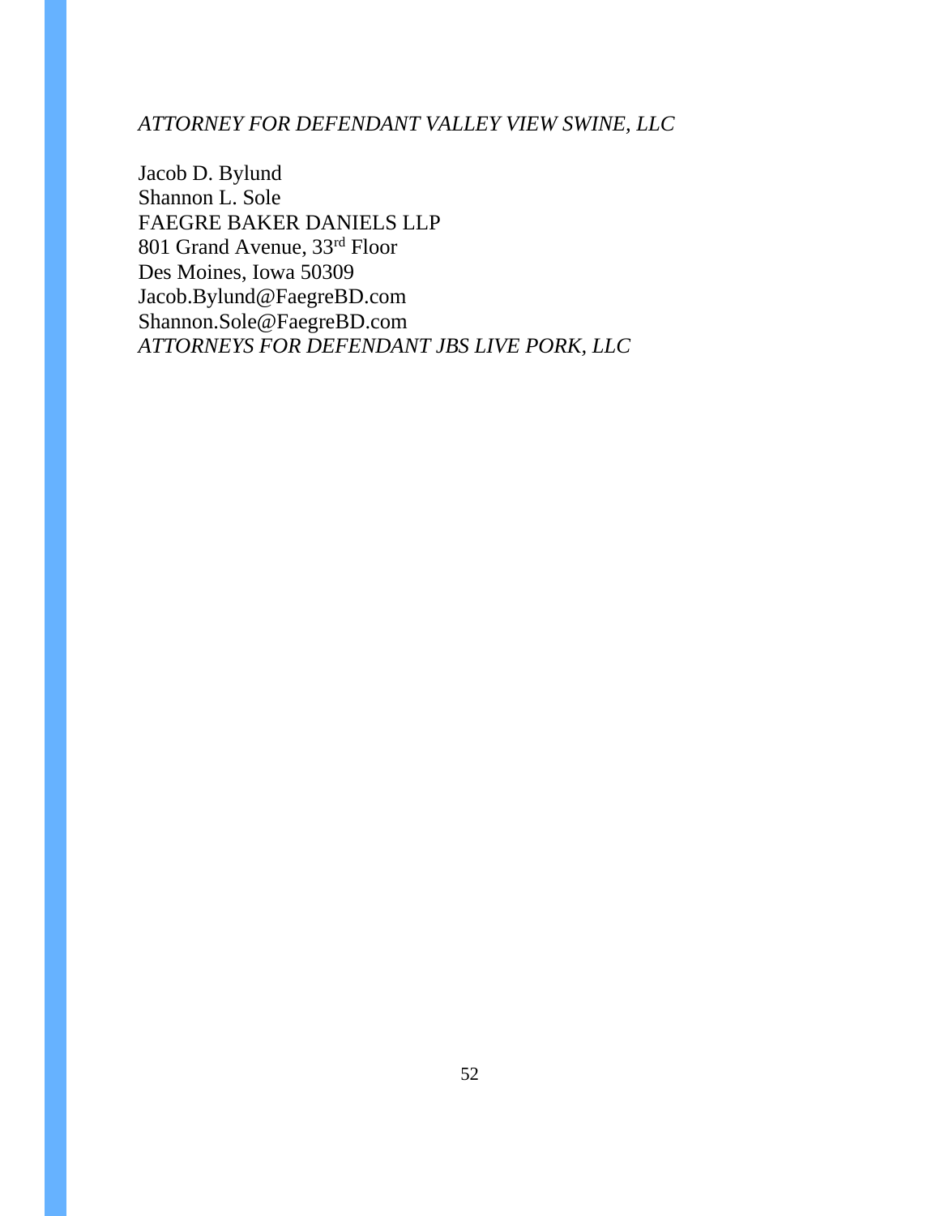*ATTORNEY FOR DEFENDANT VALLEY VIEW SWINE, LLC*

Jacob D. Bylund  
Shannon L. Sole  
FAEGRE BAKER DANIELS LLP  
801 Grand Avenue, 33rd Floor  
Des Moines, Iowa 50309  
Jacob.Bylund@FaegreBD.com  
Shannon.Sole@FaegreBD.com  
*ATTORNEYS FOR DEFENDANT JBS LIVE PORK, LLC*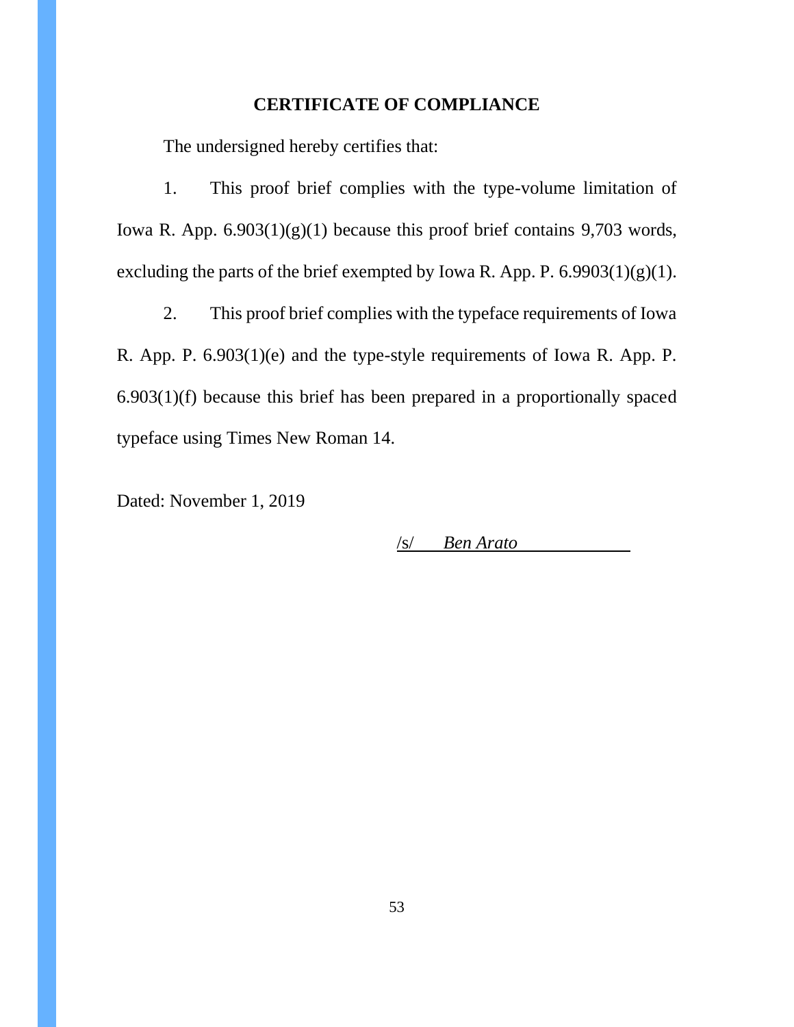**CERTIFICATE OF COMPLIANCE**

The undersigned hereby certifies that:

1. This proof brief complies with the type-volume limitation of Iowa R. App. 6.903(1)(g)(1) because this proof brief contains 9,703 words, excluding the parts of the brief exempted by Iowa R. App. P. 6.9903(1)(g)(1).

2. This proof brief complies with the typeface requirements of Iowa R. App. P. 6.903(1)(e) and the type-style requirements of Iowa R. App. P. 6.903(1)(f) because this brief has been prepared in a proportionally spaced typeface using Times New Roman 14.

Dated: November 1, 2019

/s/ *Ben Arato*